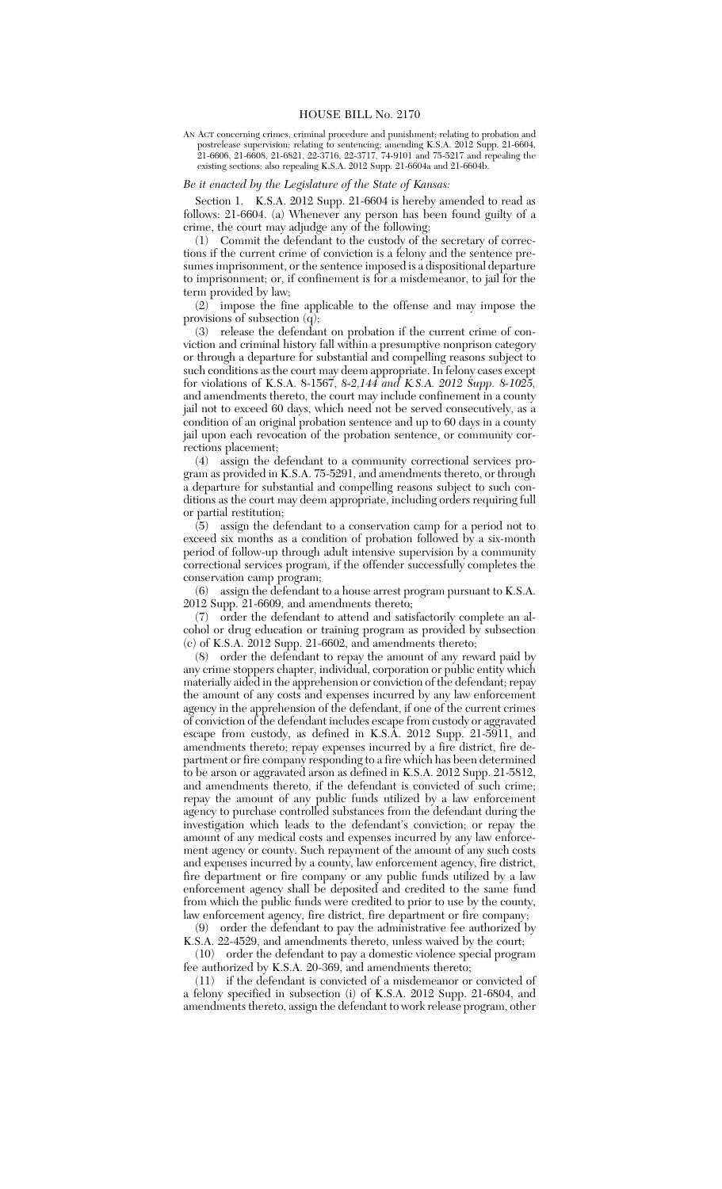# HOUSE BILL No. 2170

AN ACT concerning crimes, criminal procedure and punishment; relating to probation and postrelease supervision; relating to sentencing; amending K.S.A. 2012 Supp. 21-6604, 21-6606, 21-6608, 21-6821, 22-3716, 22-3717, 74-9101 and 75-5217 and repealing the existing sections; also repealing K.S.A. 2012 Supp. 21-6604a and 21-6604b.

*Be it enacted by the Legislature of the State of Kansas:*

Section 1. K.S.A. 2012 Supp. 21-6604 is hereby amended to read as follows: 21-6604. (a) Whenever any person has been found guilty of a crime, the court may adjudge any of the following:

(1) Commit the defendant to the custody of the secretary of corrections if the current crime of conviction is a felony and the sentence presumes imprisonment, or the sentence imposed is a dispositional departure to imprisonment; or, if confinement is for a misdemeanor, to jail for the term provided by law;

(2) impose the fine applicable to the offense and may impose the provisions of subsection (q);

(3) release the defendant on probation if the current crime of conviction and criminal history fall within a presumptive nonprison category or through a departure for substantial and compelling reasons subject to such conditions as the court may deem appropriate. In felony cases except for violations of K.S.A. 8-1567, *8-2,144 and K.S.A. 2012 Supp. 8-1025,* and amendments thereto, the court may include confinement in a county jail not to exceed 60 days, which need not be served consecutively, as a condition of an original probation sentence and up to 60 days in a county jail upon each revocation of the probation sentence, or community corrections placement;

(4) assign the defendant to a community correctional services program as provided in K.S.A. 75-5291, and amendments thereto, or through a departure for substantial and compelling reasons subject to such conditions as the court may deem appropriate, including orders requiring full or partial restitution;

(5) assign the defendant to a conservation camp for a period not to exceed six months as a condition of probation followed by a six-month period of follow-up through adult intensive supervision by a community correctional services program, if the offender successfully completes the conservation camp program;

(6) assign the defendant to a house arrest program pursuant to K.S.A. 2012 Supp. 21-6609, and amendments thereto;

(7) order the defendant to attend and satisfactorily complete an alcohol or drug education or training program as provided by subsection (c) of K.S.A. 2012 Supp. 21-6602, and amendments thereto;

(8) order the defendant to repay the amount of any reward paid by any crime stoppers chapter, individual, corporation or public entity which materially aided in the apprehension or conviction of the defendant; repay the amount of any costs and expenses incurred by any law enforcement agency in the apprehension of the defendant, if one of the current crimes of conviction of the defendant includes escape from custody or aggravated escape from custody, as defined in K.S.A. 2012 Supp. 21-5911, and amendments thereto; repay expenses incurred by a fire district, fire department or fire company responding to a fire which has been determined to be arson or aggravated arson as defined in K.S.A. 2012 Supp. 21-5812, and amendments thereto, if the defendant is convicted of such crime; repay the amount of any public funds utilized by a law enforcement agency to purchase controlled substances from the defendant during the investigation which leads to the defendant's conviction; or repay the amount of any medical costs and expenses incurred by any law enforcement agency or county. Such repayment of the amount of any such costs and expenses incurred by a county, law enforcement agency, fire district, fire department or fire company or any public funds utilized by a law enforcement agency shall be deposited and credited to the same fund from which the public funds were credited to prior to use by the county, law enforcement agency, fire district, fire department or fire company;

(9) order the defendant to pay the administrative fee authorized by K.S.A. 22-4529, and amendments thereto, unless waived by the court;

(10) order the defendant to pay a domestic violence special program fee authorized by K.S.A. 20-369, and amendments thereto;

(11) if the defendant is convicted of a misdemeanor or convicted of a felony specified in subsection (i) of K.S.A. 2012 Supp. 21-6804, and amendments thereto, assign the defendant to work release program, other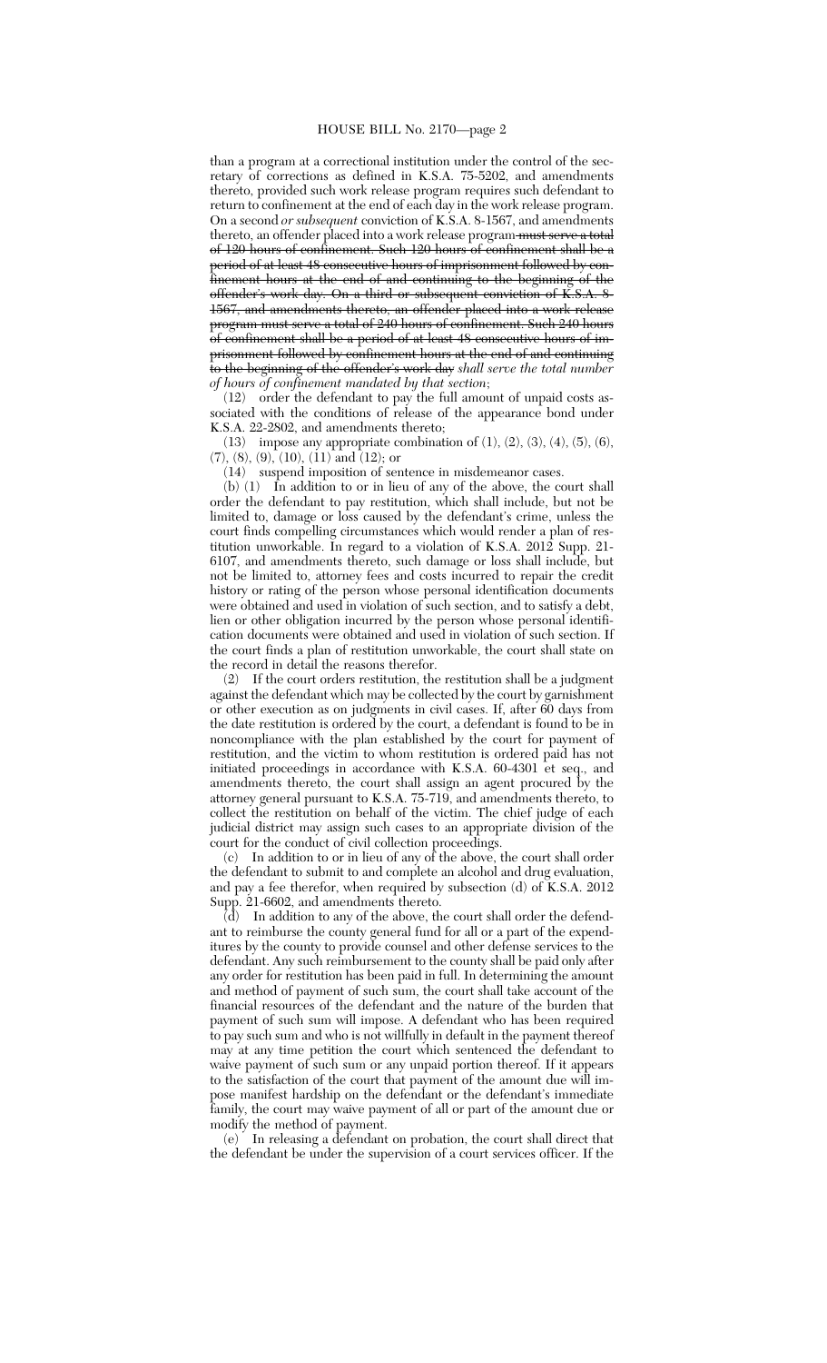than a program at a correctional institution under the control of the secretary of corrections as defined in K.S.A. 75-5202, and amendments thereto, provided such work release program requires such defendant to return to confinement at the end of each day in the work release program. On a second *or subsequent* conviction of K.S.A. 8-1567, and amendments thereto, an offender placed into a work release program ~~must serve a total of 120 hours of confinement. Such 120 hours of confinement shall be a period of at least 48 consecutive hours of imprisonment followed by confinement hours at the end of and continuing to the beginning of the offender's work day. On a third or subsequent conviction of K.S.A. 8-1567, and amendments thereto, an offender placed into a work release program must serve a total of 240 hours of confinement. Such 240 hours of confinement shall be a period of at least 48 consecutive hours of imprisonment followed by confinement hours at the end of and continuing to the beginning of the offender's work day~~ *shall serve the total number of hours of confinement mandated by that section*;

(12) order the defendant to pay the full amount of unpaid costs associated with the conditions of release of the appearance bond under K.S.A. 22-2802, and amendments thereto;

(13) impose any appropriate combination of (1), (2), (3), (4), (5), (6), (7), (8), (9), (10), (11) and (12); or

(14) suspend imposition of sentence in misdemeanor cases.

(b) (1) In addition to or in lieu of any of the above, the court shall order the defendant to pay restitution, which shall include, but not be limited to, damage or loss caused by the defendant's crime, unless the court finds compelling circumstances which would render a plan of restitution unworkable. In regard to a violation of K.S.A. 2012 Supp. 21-6107, and amendments thereto, such damage or loss shall include, but not be limited to, attorney fees and costs incurred to repair the credit history or rating of the person whose personal identification documents were obtained and used in violation of such section, and to satisfy a debt, lien or other obligation incurred by the person whose personal identification documents were obtained and used in violation of such section. If the court finds a plan of restitution unworkable, the court shall state on the record in detail the reasons therefor.

(2) If the court orders restitution, the restitution shall be a judgment against the defendant which may be collected by the court by garnishment or other execution as on judgments in civil cases. If, after 60 days from the date restitution is ordered by the court, a defendant is found to be in noncompliance with the plan established by the court for payment of restitution, and the victim to whom restitution is ordered paid has not initiated proceedings in accordance with K.S.A. 60-4301 et seq., and amendments thereto, the court shall assign an agent procured by the attorney general pursuant to K.S.A. 75-719, and amendments thereto, to collect the restitution on behalf of the victim. The chief judge of each judicial district may assign such cases to an appropriate division of the court for the conduct of civil collection proceedings.

(c) In addition to or in lieu of any of the above, the court shall order the defendant to submit to and complete an alcohol and drug evaluation, and pay a fee therefor, when required by subsection (d) of K.S.A. 2012 Supp. 21-6602, and amendments thereto.

(d) In addition to any of the above, the court shall order the defendant to reimburse the county general fund for all or a part of the expenditures by the county to provide counsel and other defense services to the defendant. Any such reimbursement to the county shall be paid only after any order for restitution has been paid in full. In determining the amount and method of payment of such sum, the court shall take account of the financial resources of the defendant and the nature of the burden that payment of such sum will impose. A defendant who has been required to pay such sum and who is not willfully in default in the payment thereof may at any time petition the court which sentenced the defendant to waive payment of such sum or any unpaid portion thereof. If it appears to the satisfaction of the court that payment of the amount due will impose manifest hardship on the defendant or the defendant's immediate family, the court may waive payment of all or part of the amount due or modify the method of payment.

(e) In releasing a defendant on probation, the court shall direct that the defendant be under the supervision of a court services officer. If the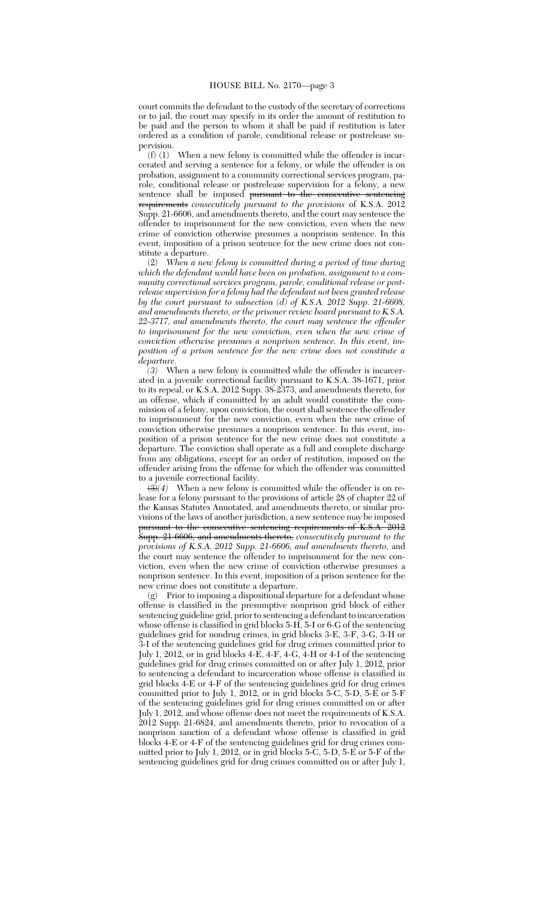court commits the defendant to the custody of the secretary of corrections or to jail, the court may specify in its order the amount of restitution to be paid and the person to whom it shall be paid if restitution is later ordered as a condition of parole, conditional release or postrelease supervision.

(f) (1) When a new felony is committed while the offender is incarcerated and serving a sentence for a felony, or while the offender is on probation, assignment to a community correctional services program, parole, conditional release or postrelease supervision for a felony, a new sentence shall be imposed ~~pursuant to the consecutive sentencing requirements~~ *consecutively pursuant to the provisions* of K.S.A. 2012 Supp. 21-6606, and amendments thereto, and the court may sentence the offender to imprisonment for the new conviction, even when the new crime of conviction otherwise presumes a nonprison sentence. In this event, imposition of a prison sentence for the new crime does not constitute a departure.

(2) *When a new felony is committed during a period of time during which the defendant would have been on probation, assignment to a community correctional services program, parole, conditional release or postrelease supervision for a felony had the defendant not been granted release by the court pursuant to subsection (d) of K.S.A. 2012 Supp. 21-6608, and amendments thereto, or the prisoner review board pursuant to K.S.A. 22-3717, and amendments thereto, the court may sentence the offender to imprisonment for the new conviction, even when the new crime of conviction otherwise presumes a nonprison sentence. In this event, imposition of a prison sentence for the new crime does not constitute a departure.*

*(3)* When a new felony is committed while the offender is incarcerated in a juvenile correctional facility pursuant to K.S.A. 38-1671, prior to its repeal, or K.S.A. 2012 Supp. 38-2373, and amendments thereto, for an offense, which if committed by an adult would constitute the commission of a felony, upon conviction, the court shall sentence the offender to imprisonment for the new conviction, even when the new crime of conviction otherwise presumes a nonprison sentence. In this event, imposition of a prison sentence for the new crime does not constitute a departure. The conviction shall operate as a full and complete discharge from any obligations, except for an order of restitution, imposed on the offender arising from the offense for which the offender was committed to a juvenile correctional facility.

~~(3)~~*(4)* When a new felony is committed while the offender is on release for a felony pursuant to the provisions of article 28 of chapter 22 of the Kansas Statutes Annotated, and amendments thereto, or similar provisions of the laws of another jurisdiction, a new sentence may be imposed ~~pursuant to the consecutive sentencing requirements of K.S.A. 2012 Supp. 21-6606, and amendments thereto,~~ *consecutively pursuant to the provisions of K.S.A. 2012 Supp. 21-6606, and amendments thereto,* and the court may sentence the offender to imprisonment for the new conviction, even when the new crime of conviction otherwise presumes a nonprison sentence. In this event, imposition of a prison sentence for the new crime does not constitute a departure.

(g) Prior to imposing a dispositional departure for a defendant whose offense is classified in the presumptive nonprison grid block of either sentencing guideline grid, prior to sentencing a defendant to incarceration whose offense is classified in grid blocks 5-H, 5-I or 6-G of the sentencing guidelines grid for nondrug crimes, in grid blocks 3-E, 3-F, 3-G, 3-H or 3-I of the sentencing guidelines grid for drug crimes committed prior to July 1, 2012, or in grid blocks 4-E, 4-F, 4-G, 4-H or 4-I of the sentencing guidelines grid for drug crimes committed on or after July 1, 2012, prior to sentencing a defendant to incarceration whose offense is classified in grid blocks 4-E or 4-F of the sentencing guidelines grid for drug crimes committed prior to July 1, 2012, or in grid blocks 5-C, 5-D, 5-E or 5-F of the sentencing guidelines grid for drug crimes committed on or after July 1, 2012, and whose offense does not meet the requirements of K.S.A. 2012 Supp. 21-6824, and amendments thereto, prior to revocation of a nonprison sanction of a defendant whose offense is classified in grid blocks 4-E or 4-F of the sentencing guidelines grid for drug crimes committed prior to July 1, 2012, or in grid blocks 5-C, 5-D, 5-E or 5-F of the sentencing guidelines grid for drug crimes committed on or after July 1,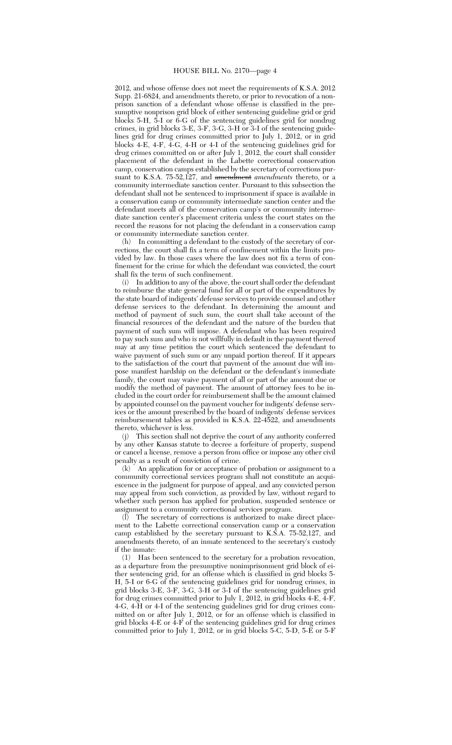2012, and whose offense does not meet the requirements of K.S.A. 2012 Supp. 21-6824, and amendments thereto, or prior to revocation of a nonprison sanction of a defendant whose offense is classified in the presumptive nonprison grid block of either sentencing guideline grid or grid blocks 5-H, 5-I or 6-G of the sentencing guidelines grid for nondrug crimes, in grid blocks 3-E, 3-F, 3-G, 3-H or 3-I of the sentencing guidelines grid for drug crimes committed prior to July 1, 2012, or in grid blocks 4-E, 4-F, 4-G, 4-H or 4-I of the sentencing guidelines grid for drug crimes committed on or after July 1, 2012, the court shall consider placement of the defendant in the Labette correctional conservation camp, conservation camps established by the secretary of corrections pursuant to K.S.A. 75-52,127, and ~~amendment~~ *amendments* thereto, or a community intermediate sanction center. Pursuant to this subsection the defendant shall not be sentenced to imprisonment if space is available in a conservation camp or community intermediate sanction center and the defendant meets all of the conservation camp's or community intermediate sanction center's placement criteria unless the court states on the record the reasons for not placing the defendant in a conservation camp or community intermediate sanction center.

(h) In committing a defendant to the custody of the secretary of corrections, the court shall fix a term of confinement within the limits provided by law. In those cases where the law does not fix a term of confinement for the crime for which the defendant was convicted, the court shall fix the term of such confinement.

(i) In addition to any of the above, the court shall order the defendant to reimburse the state general fund for all or part of the expenditures by the state board of indigents' defense services to provide counsel and other defense services to the defendant. In determining the amount and method of payment of such sum, the court shall take account of the financial resources of the defendant and the nature of the burden that payment of such sum will impose. A defendant who has been required to pay such sum and who is not willfully in default in the payment thereof may at any time petition the court which sentenced the defendant to waive payment of such sum or any unpaid portion thereof. If it appears to the satisfaction of the court that payment of the amount due will impose manifest hardship on the defendant or the defendant's immediate family, the court may waive payment of all or part of the amount due or modify the method of payment. The amount of attorney fees to be included in the court order for reimbursement shall be the amount claimed by appointed counsel on the payment voucher for indigents' defense services or the amount prescribed by the board of indigents' defense services reimbursement tables as provided in K.S.A. 22-4522, and amendments thereto, whichever is less.

(j) This section shall not deprive the court of any authority conferred by any other Kansas statute to decree a forfeiture of property, suspend or cancel a license, remove a person from office or impose any other civil penalty as a result of conviction of crime.

(k) An application for or acceptance of probation or assignment to a community correctional services program shall not constitute an acquiescence in the judgment for purpose of appeal, and any convicted person may appeal from such conviction, as provided by law, without regard to whether such person has applied for probation, suspended sentence or assignment to a community correctional services program.

(l) The secretary of corrections is authorized to make direct placement to the Labette correctional conservation camp or a conservation camp established by the secretary pursuant to K.S.A. 75-52,127, and amendments thereto, of an inmate sentenced to the secretary's custody if the inmate:

(1) Has been sentenced to the secretary for a probation revocation, as a departure from the presumptive nonimprisonment grid block of either sentencing grid, for an offense which is classified in grid blocks 5-H, 5-I or 6-G of the sentencing guidelines grid for nondrug crimes, in grid blocks 3-E, 3-F, 3-G, 3-H or 3-I of the sentencing guidelines grid for drug crimes committed prior to July 1, 2012, in grid blocks 4-E, 4-F, 4-G, 4-H or 4-I of the sentencing guidelines grid for drug crimes committed on or after July 1, 2012, or for an offense which is classified in grid blocks 4-E or 4-F of the sentencing guidelines grid for drug crimes committed prior to July 1, 2012, or in grid blocks 5-C, 5-D, 5-E or 5-F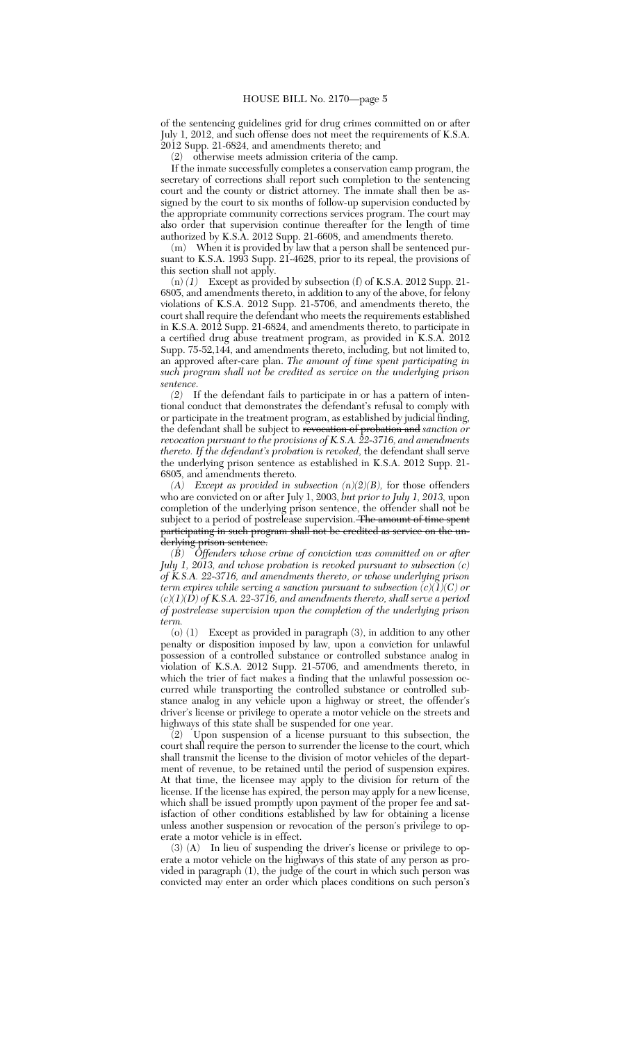of the sentencing guidelines grid for drug crimes committed on or after July 1, 2012, and such offense does not meet the requirements of K.S.A. 2012 Supp. 21-6824, and amendments thereto; and

(2) otherwise meets admission criteria of the camp.

If the inmate successfully completes a conservation camp program, the secretary of corrections shall report such completion to the sentencing court and the county or district attorney. The inmate shall then be assigned by the court to six months of follow-up supervision conducted by the appropriate community corrections services program. The court may also order that supervision continue thereafter for the length of time authorized by K.S.A. 2012 Supp. 21-6608, and amendments thereto.

(m) When it is provided by law that a person shall be sentenced pursuant to K.S.A. 1993 Supp. 21-4628, prior to its repeal, the provisions of this section shall not apply.

(n) *(1)* Except as provided by subsection (f) of K.S.A. 2012 Supp. 21-6805, and amendments thereto, in addition to any of the above, for felony violations of K.S.A. 2012 Supp. 21-5706, and amendments thereto, the court shall require the defendant who meets the requirements established in K.S.A. 2012 Supp. 21-6824, and amendments thereto, to participate in a certified drug abuse treatment program, as provided in K.S.A. 2012 Supp. 75-52,144, and amendments thereto, including, but not limited to, an approved after-care plan. *The amount of time spent participating in such program shall not be credited as service on the underlying prison sentence.*

*(2)* If the defendant fails to participate in or has a pattern of intentional conduct that demonstrates the defendant's refusal to comply with or participate in the treatment program, as established by judicial finding, the defendant shall be subject to ~~revocation of probation and~~ *sanction or revocation pursuant to the provisions of K.S.A. 22-3716, and amendments thereto. If the defendant's probation is revoked,* the defendant shall serve the underlying prison sentence as established in K.S.A. 2012 Supp. 21-6805, and amendments thereto.

*(A) Except as provided in subsection (n)(2)(B),* for those offenders who are convicted on or after July 1, 2003, *but prior to July 1, 2013,* upon completion of the underlying prison sentence, the offender shall not be subject to a period of postrelease supervision. ~~The amount of time spent participating in such program shall not be credited as service on the underlying prison sentence.~~

*(B) Offenders whose crime of conviction was committed on or after July 1, 2013, and whose probation is revoked pursuant to subsection (c) of K.S.A. 22-3716, and amendments thereto, or whose underlying prison term expires while serving a sanction pursuant to subsection (c)(1)(C) or (c)(1)(D) of K.S.A. 22-3716, and amendments thereto, shall serve a period of postrelease supervision upon the completion of the underlying prison term.*

(o) (1) Except as provided in paragraph (3), in addition to any other penalty or disposition imposed by law, upon a conviction for unlawful possession of a controlled substance or controlled substance analog in violation of K.S.A. 2012 Supp. 21-5706, and amendments thereto, in which the trier of fact makes a finding that the unlawful possession occurred while transporting the controlled substance or controlled substance analog in any vehicle upon a highway or street, the offender's driver's license or privilege to operate a motor vehicle on the streets and highways of this state shall be suspended for one year.

(2) Upon suspension of a license pursuant to this subsection, the court shall require the person to surrender the license to the court, which shall transmit the license to the division of motor vehicles of the department of revenue, to be retained until the period of suspension expires. At that time, the licensee may apply to the division for return of the license. If the license has expired, the person may apply for a new license, which shall be issued promptly upon payment of the proper fee and satisfaction of other conditions established by law for obtaining a license unless another suspension or revocation of the person's privilege to operate a motor vehicle is in effect.

(3) (A) In lieu of suspending the driver's license or privilege to operate a motor vehicle on the highways of this state of any person as provided in paragraph (1), the judge of the court in which such person was convicted may enter an order which places conditions on such person's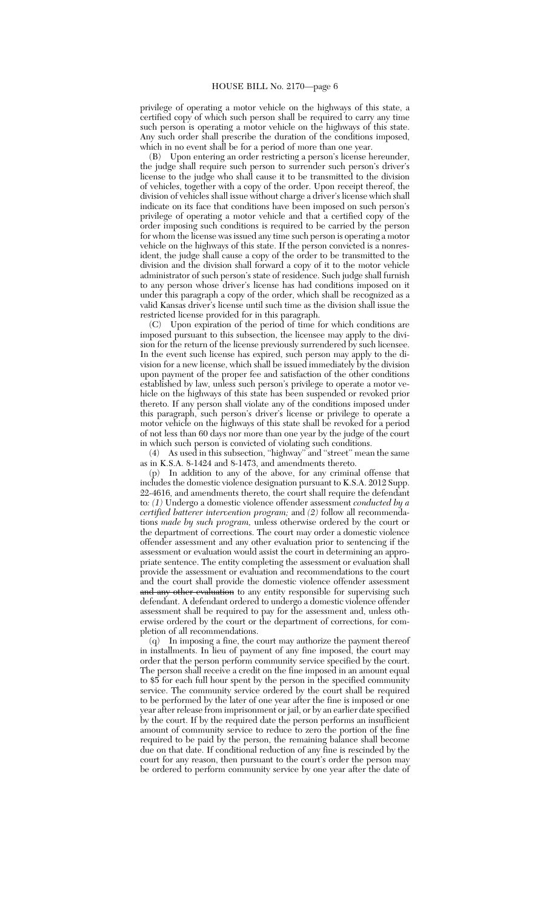privilege of operating a motor vehicle on the highways of this state, a certified copy of which such person shall be required to carry any time such person is operating a motor vehicle on the highways of this state. Any such order shall prescribe the duration of the conditions imposed, which in no event shall be for a period of more than one year.

(B) Upon entering an order restricting a person's license hereunder, the judge shall require such person to surrender such person's driver's license to the judge who shall cause it to be transmitted to the division of vehicles, together with a copy of the order. Upon receipt thereof, the division of vehicles shall issue without charge a driver's license which shall indicate on its face that conditions have been imposed on such person's privilege of operating a motor vehicle and that a certified copy of the order imposing such conditions is required to be carried by the person for whom the license was issued any time such person is operating a motor vehicle on the highways of this state. If the person convicted is a nonresident, the judge shall cause a copy of the order to be transmitted to the division and the division shall forward a copy of it to the motor vehicle administrator of such person's state of residence. Such judge shall furnish to any person whose driver's license has had conditions imposed on it under this paragraph a copy of the order, which shall be recognized as a valid Kansas driver's license until such time as the division shall issue the restricted license provided for in this paragraph.

(C) Upon expiration of the period of time for which conditions are imposed pursuant to this subsection, the licensee may apply to the division for the return of the license previously surrendered by such licensee. In the event such license has expired, such person may apply to the division for a new license, which shall be issued immediately by the division upon payment of the proper fee and satisfaction of the other conditions established by law, unless such person's privilege to operate a motor vehicle on the highways of this state has been suspended or revoked prior thereto. If any person shall violate any of the conditions imposed under this paragraph, such person's driver's license or privilege to operate a motor vehicle on the highways of this state shall be revoked for a period of not less than 60 days nor more than one year by the judge of the court in which such person is convicted of violating such conditions.

(4) As used in this subsection, "highway" and "street" mean the same as in K.S.A. 8-1424 and 8-1473, and amendments thereto.

(p) In addition to any of the above, for any criminal offense that includes the domestic violence designation pursuant to K.S.A. 2012 Supp. 22-4616, and amendments thereto, the court shall require the defendant to: *(1)* Undergo a domestic violence offender assessment *conducted by a certified batterer intervention program;* and *(2)* follow all recommendations *made by such program,* unless otherwise ordered by the court or the department of corrections. The court may order a domestic violence offender assessment and any other evaluation prior to sentencing if the assessment or evaluation would assist the court in determining an appropriate sentence. The entity completing the assessment or evaluation shall provide the assessment or evaluation and recommendations to the court and the court shall provide the domestic violence offender assessment ~~and any other evaluation~~ to any entity responsible for supervising such defendant. A defendant ordered to undergo a domestic violence offender assessment shall be required to pay for the assessment and, unless otherwise ordered by the court or the department of corrections, for completion of all recommendations.

(q) In imposing a fine, the court may authorize the payment thereof in installments. In lieu of payment of any fine imposed, the court may order that the person perform community service specified by the court. The person shall receive a credit on the fine imposed in an amount equal to $5 for each full hour spent by the person in the specified community service. The community service ordered by the court shall be required to be performed by the later of one year after the fine is imposed or one year after release from imprisonment or jail, or by an earlier date specified by the court. If by the required date the person performs an insufficient amount of community service to reduce to zero the portion of the fine required to be paid by the person, the remaining balance shall become due on that date. If conditional reduction of any fine is rescinded by the court for any reason, then pursuant to the court's order the person may be ordered to perform community service by one year after the date of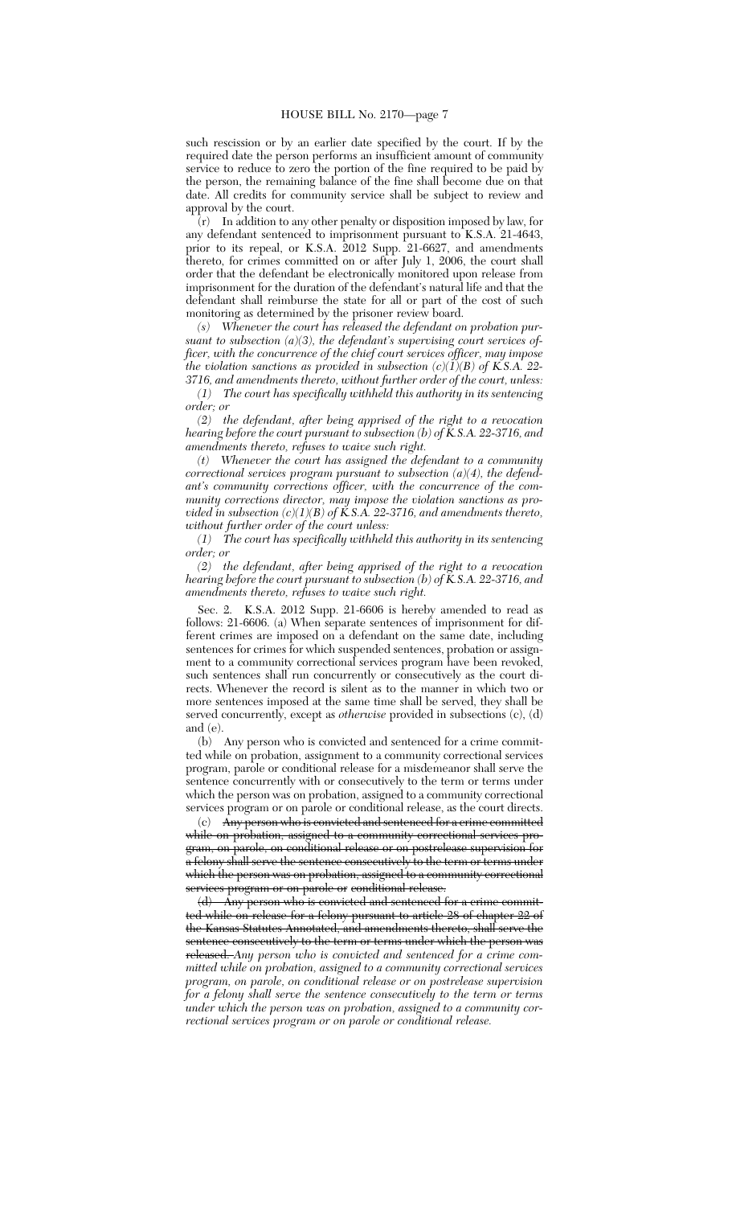such rescission or by an earlier date specified by the court. If by the required date the person performs an insufficient amount of community service to reduce to zero the portion of the fine required to be paid by the person, the remaining balance of the fine shall become due on that date. All credits for community service shall be subject to review and approval by the court.

(r) In addition to any other penalty or disposition imposed by law, for any defendant sentenced to imprisonment pursuant to K.S.A. 21-4643, prior to its repeal, or K.S.A. 2012 Supp. 21-6627, and amendments thereto, for crimes committed on or after July 1, 2006, the court shall order that the defendant be electronically monitored upon release from imprisonment for the duration of the defendant's natural life and that the defendant shall reimburse the state for all or part of the cost of such monitoring as determined by the prisoner review board.

*(s) Whenever the court has released the defendant on probation pursuant to subsection (a)(3), the defendant's supervising court services officer, with the concurrence of the chief court services officer, may impose the violation sanctions as provided in subsection (c)(1)(B) of K.S.A. 22-3716, and amendments thereto, without further order of the court, unless:*

*(1) The court has specifically withheld this authority in its sentencing order; or*

*(2) the defendant, after being apprised of the right to a revocation hearing before the court pursuant to subsection (b) of K.S.A. 22-3716, and amendments thereto, refuses to waive such right.*

*(t) Whenever the court has assigned the defendant to a community correctional services program pursuant to subsection (a)(4), the defendant's community corrections officer, with the concurrence of the community corrections director, may impose the violation sanctions as provided in subsection (c)(1)(B) of K.S.A. 22-3716, and amendments thereto, without further order of the court unless:*

*(1) The court has specifically withheld this authority in its sentencing order; or*

*(2) the defendant, after being apprised of the right to a revocation hearing before the court pursuant to subsection (b) of K.S.A. 22-3716, and amendments thereto, refuses to waive such right.*

Sec. 2. K.S.A. 2012 Supp. 21-6606 is hereby amended to read as follows: 21-6606. (a) When separate sentences of imprisonment for different crimes are imposed on a defendant on the same date, including sentences for crimes for which suspended sentences, probation or assignment to a community correctional services program have been revoked, such sentences shall run concurrently or consecutively as the court directs. Whenever the record is silent as to the manner in which two or more sentences imposed at the same time shall be served, they shall be served concurrently, except as *otherwise* provided in subsections (c), (d) and (e).

(b) Any person who is convicted and sentenced for a crime committed while on probation, assignment to a community correctional services program, parole or conditional release for a misdemeanor shall serve the sentence concurrently with or consecutively to the term or terms under which the person was on probation, assigned to a community correctional services program or on parole or conditional release, as the court directs.

(c) ~~Any person who is convicted and sentenced for a crime committed while on probation, assigned to a community correctional services program, on parole, on conditional release or on postrelease supervision for a felony shall serve the sentence consecutively to the term or terms under which the person was on probation, assigned to a community correctional services program or on parole or conditional release.~~

~~(d) Any person who is convicted and sentenced for a crime committed while on release for a felony pursuant to article 28 of chapter 22 of the Kansas Statutes Annotated, and amendments thereto, shall serve the sentence consecutively to the term or terms under which the person was released.~~ *Any person who is convicted and sentenced for a crime committed while on probation, assigned to a community correctional services program, on parole, on conditional release or on postrelease supervision for a felony shall serve the sentence consecutively to the term or terms under which the person was on probation, assigned to a community correctional services program or on parole or conditional release.*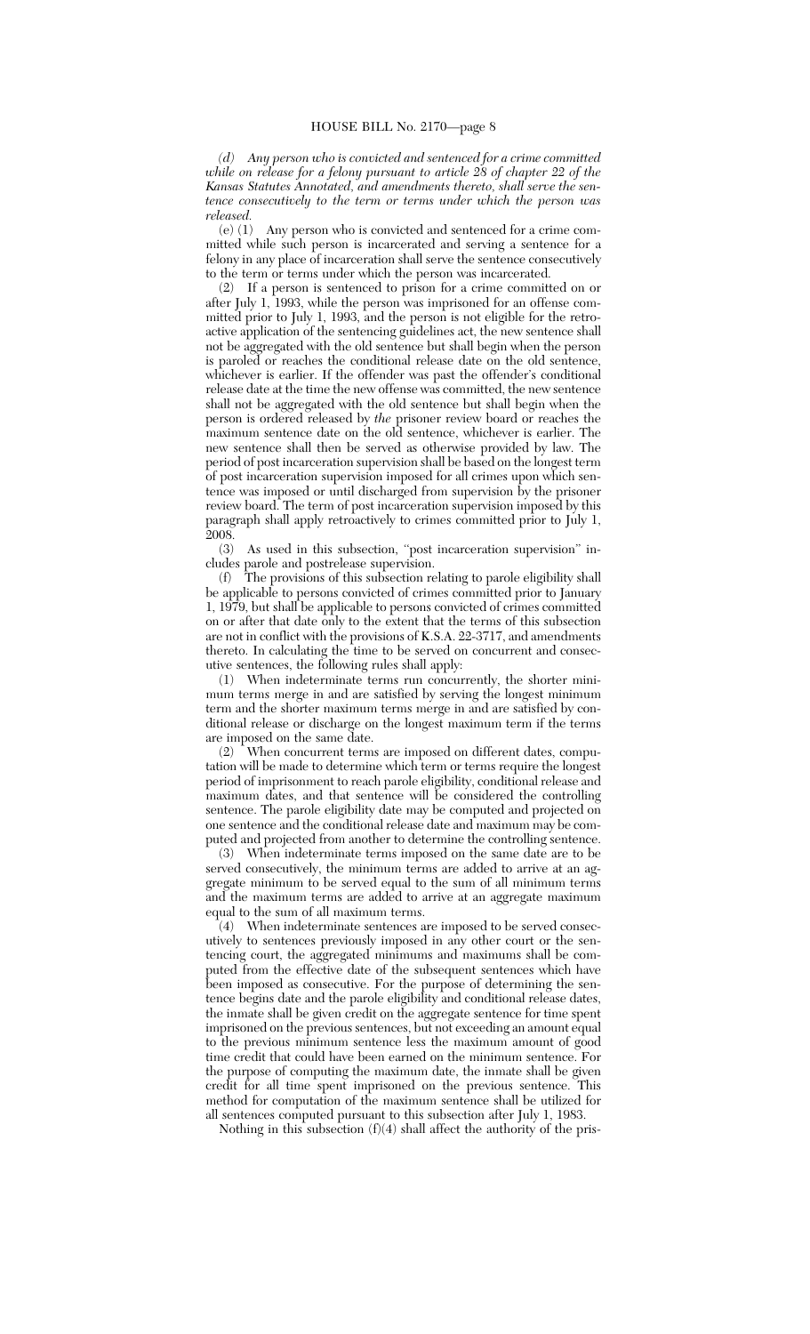*(d) Any person who is convicted and sentenced for a crime committed while on release for a felony pursuant to article 28 of chapter 22 of the Kansas Statutes Annotated, and amendments thereto, shall serve the sentence consecutively to the term or terms under which the person was released.*

(e) (1) Any person who is convicted and sentenced for a crime committed while such person is incarcerated and serving a sentence for a felony in any place of incarceration shall serve the sentence consecutively to the term or terms under which the person was incarcerated.

(2) If a person is sentenced to prison for a crime committed on or after July 1, 1993, while the person was imprisoned for an offense committed prior to July 1, 1993, and the person is not eligible for the retroactive application of the sentencing guidelines act, the new sentence shall not be aggregated with the old sentence but shall begin when the person is paroled or reaches the conditional release date on the old sentence, whichever is earlier. If the offender was past the offender's conditional release date at the time the new offense was committed, the new sentence shall not be aggregated with the old sentence but shall begin when the person is ordered released by *the* prisoner review board or reaches the maximum sentence date on the old sentence, whichever is earlier. The new sentence shall then be served as otherwise provided by law. The period of post incarceration supervision shall be based on the longest term of post incarceration supervision imposed for all crimes upon which sentence was imposed or until discharged from supervision by the prisoner review board. The term of post incarceration supervision imposed by this paragraph shall apply retroactively to crimes committed prior to July 1, 2008.

(3) As used in this subsection, "post incarceration supervision" includes parole and postrelease supervision.

(f) The provisions of this subsection relating to parole eligibility shall be applicable to persons convicted of crimes committed prior to January 1, 1979, but shall be applicable to persons convicted of crimes committed on or after that date only to the extent that the terms of this subsection are not in conflict with the provisions of K.S.A. 22-3717, and amendments thereto. In calculating the time to be served on concurrent and consecutive sentences, the following rules shall apply:

(1) When indeterminate terms run concurrently, the shorter minimum terms merge in and are satisfied by serving the longest minimum term and the shorter maximum terms merge in and are satisfied by conditional release or discharge on the longest maximum term if the terms are imposed on the same date.

(2) When concurrent terms are imposed on different dates, computation will be made to determine which term or terms require the longest period of imprisonment to reach parole eligibility, conditional release and maximum dates, and that sentence will be considered the controlling sentence. The parole eligibility date may be computed and projected on one sentence and the conditional release date and maximum may be computed and projected from another to determine the controlling sentence.

(3) When indeterminate terms imposed on the same date are to be served consecutively, the minimum terms are added to arrive at an aggregate minimum to be served equal to the sum of all minimum terms and the maximum terms are added to arrive at an aggregate maximum equal to the sum of all maximum terms.

(4) When indeterminate sentences are imposed to be served consecutively to sentences previously imposed in any other court or the sentencing court, the aggregated minimums and maximums shall be computed from the effective date of the subsequent sentences which have been imposed as consecutive. For the purpose of determining the sentence begins date and the parole eligibility and conditional release dates, the inmate shall be given credit on the aggregate sentence for time spent imprisoned on the previous sentences, but not exceeding an amount equal to the previous minimum sentence less the maximum amount of good time credit that could have been earned on the minimum sentence. For the purpose of computing the maximum date, the inmate shall be given credit for all time spent imprisoned on the previous sentence. This method for computation of the maximum sentence shall be utilized for all sentences computed pursuant to this subsection after July 1, 1983.

Nothing in this subsection (f)(4) shall affect the authority of the pris-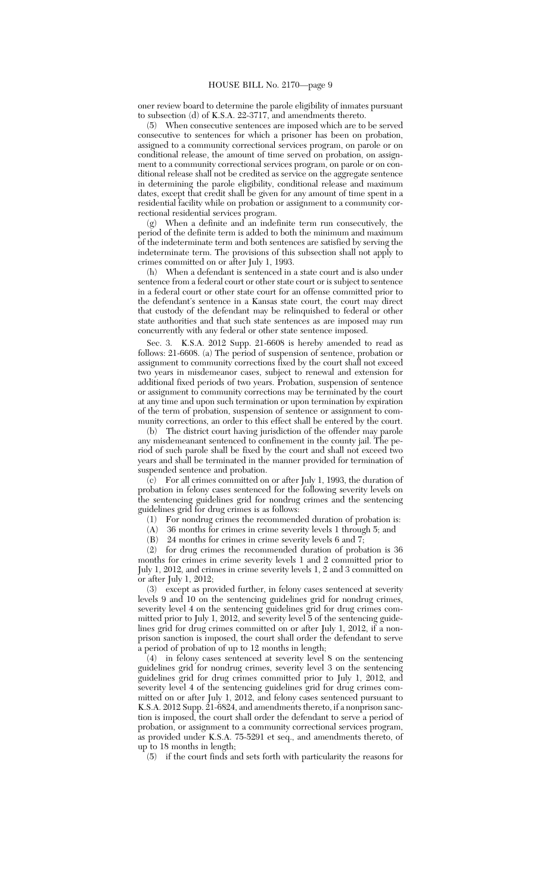oner review board to determine the parole eligibility of inmates pursuant to subsection (d) of K.S.A. 22-3717, and amendments thereto.

(5) When consecutive sentences are imposed which are to be served consecutive to sentences for which a prisoner has been on probation, assigned to a community correctional services program, on parole or on conditional release, the amount of time served on probation, on assignment to a community correctional services program, on parole or on conditional release shall not be credited as service on the aggregate sentence in determining the parole eligibility, conditional release and maximum dates, except that credit shall be given for any amount of time spent in a residential facility while on probation or assignment to a community correctional residential services program.

(g) When a definite and an indefinite term run consecutively, the period of the definite term is added to both the minimum and maximum of the indeterminate term and both sentences are satisfied by serving the indeterminate term. The provisions of this subsection shall not apply to crimes committed on or after July 1, 1993.

(h) When a defendant is sentenced in a state court and is also under sentence from a federal court or other state court or is subject to sentence in a federal court or other state court for an offense committed prior to the defendant's sentence in a Kansas state court, the court may direct that custody of the defendant may be relinquished to federal or other state authorities and that such state sentences as are imposed may run concurrently with any federal or other state sentence imposed.

Sec. 3. K.S.A. 2012 Supp. 21-6608 is hereby amended to read as follows: 21-6608. (a) The period of suspension of sentence, probation or assignment to community corrections fixed by the court shall not exceed two years in misdemeanor cases, subject to renewal and extension for additional fixed periods of two years. Probation, suspension of sentence or assignment to community corrections may be terminated by the court at any time and upon such termination or upon termination by expiration of the term of probation, suspension of sentence or assignment to community corrections, an order to this effect shall be entered by the court.

(b) The district court having jurisdiction of the offender may parole any misdemeanant sentenced to confinement in the county jail. The period of such parole shall be fixed by the court and shall not exceed two years and shall be terminated in the manner provided for termination of suspended sentence and probation.

(c) For all crimes committed on or after July 1, 1993, the duration of probation in felony cases sentenced for the following severity levels on the sentencing guidelines grid for nondrug crimes and the sentencing guidelines grid for drug crimes is as follows:

(1) For nondrug crimes the recommended duration of probation is:

(A) 36 months for crimes in crime severity levels 1 through 5; and

(B) 24 months for crimes in crime severity levels 6 and 7;

(2) for drug crimes the recommended duration of probation is 36 months for crimes in crime severity levels 1 and 2 committed prior to July 1, 2012, and crimes in crime severity levels 1, 2 and 3 committed on or after July 1, 2012;

(3) except as provided further, in felony cases sentenced at severity levels 9 and 10 on the sentencing guidelines grid for nondrug crimes, severity level 4 on the sentencing guidelines grid for drug crimes committed prior to July 1, 2012, and severity level 5 of the sentencing guidelines grid for drug crimes committed on or after July 1, 2012, if a nonprison sanction is imposed, the court shall order the defendant to serve a period of probation of up to 12 months in length;

(4) in felony cases sentenced at severity level 8 on the sentencing guidelines grid for nondrug crimes, severity level 3 on the sentencing guidelines grid for drug crimes committed prior to July 1, 2012, and severity level 4 of the sentencing guidelines grid for drug crimes committed on or after July 1, 2012, and felony cases sentenced pursuant to K.S.A. 2012 Supp. 21-6824, and amendments thereto, if a nonprison sanction is imposed, the court shall order the defendant to serve a period of probation, or assignment to a community correctional services program, as provided under K.S.A. 75-5291 et seq., and amendments thereto, of up to 18 months in length;

(5) if the court finds and sets forth with particularity the reasons for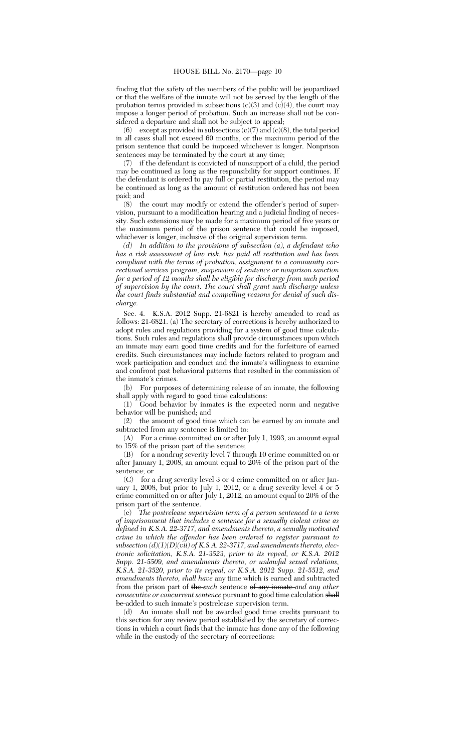finding that the safety of the members of the public will be jeopardized or that the welfare of the inmate will not be served by the length of the probation terms provided in subsections (c)(3) and (c)(4), the court may impose a longer period of probation. Such an increase shall not be considered a departure and shall not be subject to appeal;

(6) except as provided in subsections (c)(7) and (c)(8), the total period in all cases shall not exceed 60 months, or the maximum period of the prison sentence that could be imposed whichever is longer. Nonprison sentences may be terminated by the court at any time;

(7) if the defendant is convicted of nonsupport of a child, the period may be continued as long as the responsibility for support continues. If the defendant is ordered to pay full or partial restitution, the period may be continued as long as the amount of restitution ordered has not been paid; and

(8) the court may modify or extend the offender's period of supervision, pursuant to a modification hearing and a judicial finding of necessity. Such extensions may be made for a maximum period of five years or the maximum period of the prison sentence that could be imposed, whichever is longer, inclusive of the original supervision term.

*(d) In addition to the provisions of subsection (a), a defendant who has a risk assessment of low risk, has paid all restitution and has been compliant with the terms of probation, assignment to a community correctional services program, suspension of sentence or nonprison sanction for a period of 12 months shall be eligible for discharge from such period of supervision by the court. The court shall grant such discharge unless the court finds substantial and compelling reasons for denial of such discharge.*

Sec. 4. K.S.A. 2012 Supp. 21-6821 is hereby amended to read as follows: 21-6821. (a) The secretary of corrections is hereby authorized to adopt rules and regulations providing for a system of good time calculations. Such rules and regulations shall provide circumstances upon which an inmate may earn good time credits and for the forfeiture of earned credits. Such circumstances may include factors related to program and work participation and conduct and the inmate's willingness to examine and confront past behavioral patterns that resulted in the commission of the inmate's crimes.

(b) For purposes of determining release of an inmate, the following shall apply with regard to good time calculations:

(1) Good behavior by inmates is the expected norm and negative behavior will be punished; and

(2) the amount of good time which can be earned by an inmate and subtracted from any sentence is limited to:

(A) For a crime committed on or after July 1, 1993, an amount equal to 15% of the prison part of the sentence;

(B) for a nondrug severity level 7 through 10 crime committed on or after January 1, 2008, an amount equal to 20% of the prison part of the sentence; or

(C) for a drug severity level 3 or 4 crime committed on or after January 1, 2008, but prior to July 1, 2012, or a drug severity level 4 or 5 crime committed on or after July 1, 2012, an amount equal to 20% of the prison part of the sentence.

(c) *The postrelease supervision term of a person sentenced to a term of imprisonment that includes a sentence for a sexually violent crime as defined in K.S.A. 22-3717, and amendments thereto, a sexually motivated crime in which the offender has been ordered to register pursuant to subsection (d)(1)(D)(vii) of K.S.A. 22-3717, and amendments thereto, electronic solicitation, K.S.A. 21-3523, prior to its repeal, or K.S.A. 2012 Supp. 21-5509, and amendments thereto, or unlawful sexual relations, K.S.A. 21-3520, prior to its repeal, or K.S.A. 2012 Supp. 21-5512, and amendments thereto, shall have* any time which is earned and subtracted from the prison part of ~~the~~ *such* sentence ~~of any inmate~~ *and any other consecutive or concurrent sentence* pursuant to good time calculation ~~shall be~~ added to such inmate's postrelease supervision term.

(d) An inmate shall not be awarded good time credits pursuant to this section for any review period established by the secretary of corrections in which a court finds that the inmate has done any of the following while in the custody of the secretary of corrections: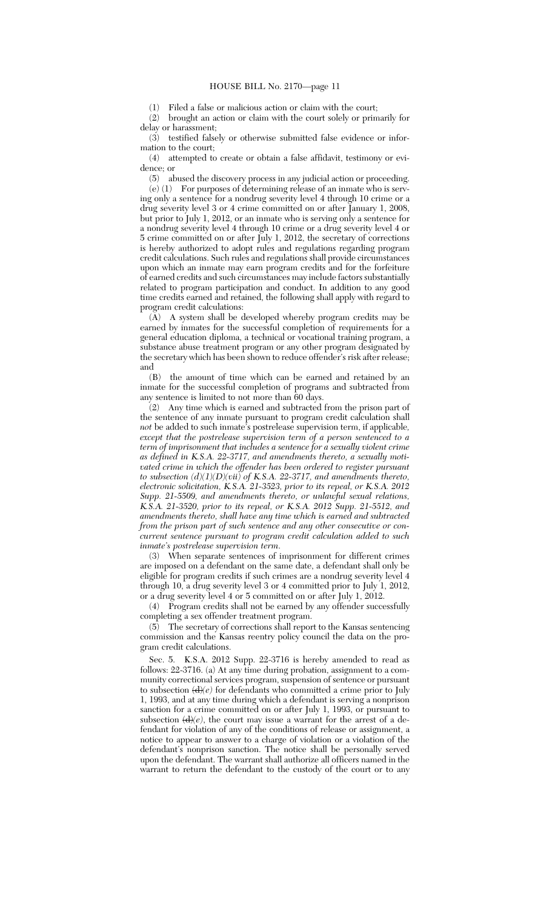(1) Filed a false or malicious action or claim with the court;

(2) brought an action or claim with the court solely or primarily for delay or harassment;

(3) testified falsely or otherwise submitted false evidence or information to the court;

(4) attempted to create or obtain a false affidavit, testimony or evidence; or

(5) abused the discovery process in any judicial action or proceeding.

(e) (1) For purposes of determining release of an inmate who is serving only a sentence for a nondrug severity level 4 through 10 crime or a drug severity level 3 or 4 crime committed on or after January 1, 2008, but prior to July 1, 2012, or an inmate who is serving only a sentence for a nondrug severity level 4 through 10 crime or a drug severity level 4 or 5 crime committed on or after July 1, 2012, the secretary of corrections is hereby authorized to adopt rules and regulations regarding program credit calculations. Such rules and regulations shall provide circumstances upon which an inmate may earn program credits and for the forfeiture of earned credits and such circumstances may include factors substantially related to program participation and conduct. In addition to any good time credits earned and retained, the following shall apply with regard to program credit calculations:

(A) A system shall be developed whereby program credits may be earned by inmates for the successful completion of requirements for a general education diploma, a technical or vocational training program, a substance abuse treatment program or any other program designated by the secretary which has been shown to reduce offender's risk after release; and

(B) the amount of time which can be earned and retained by an inmate for the successful completion of programs and subtracted from any sentence is limited to not more than 60 days.

(2) Any time which is earned and subtracted from the prison part of the sentence of any inmate pursuant to program credit calculation shall *not* be added to such inmate's postrelease supervision term, if applicable*, except that the postrelease supervision term of a person sentenced to a term of imprisonment that includes a sentence for a sexually violent crime as defined in K.S.A. 22-3717, and amendments thereto, a sexually motivated crime in which the offender has been ordered to register pursuant to subsection (d)(1)(D)(vii) of K.S.A. 22-3717, and amendments thereto, electronic solicitation, K.S.A. 21-3523, prior to its repeal, or K.S.A. 2012 Supp. 21-5509, and amendments thereto, or unlawful sexual relations, K.S.A. 21-3520, prior to its repeal, or K.S.A. 2012 Supp. 21-5512, and amendments thereto, shall have any time which is earned and subtracted from the prison part of such sentence and any other consecutive or concurrent sentence pursuant to program credit calculation added to such inmate's postrelease supervision term*.

(3) When separate sentences of imprisonment for different crimes are imposed on a defendant on the same date, a defendant shall only be eligible for program credits if such crimes are a nondrug severity level 4 through 10, a drug severity level 3 or 4 committed prior to July 1, 2012, or a drug severity level 4 or 5 committed on or after July 1, 2012.

(4) Program credits shall not be earned by any offender successfully completing a sex offender treatment program.

(5) The secretary of corrections shall report to the Kansas sentencing commission and the Kansas reentry policy council the data on the program credit calculations.

Sec. 5. K.S.A. 2012 Supp. 22-3716 is hereby amended to read as follows: 22-3716. (a) At any time during probation, assignment to a community correctional services program, suspension of sentence or pursuant to subsection ~~(d)~~*(e)* for defendants who committed a crime prior to July 1, 1993, and at any time during which a defendant is serving a nonprison sanction for a crime committed on or after July 1, 1993, or pursuant to subsection ~~(d)~~*(e)*, the court may issue a warrant for the arrest of a defendant for violation of any of the conditions of release or assignment, a notice to appear to answer to a charge of violation or a violation of the defendant's nonprison sanction. The notice shall be personally served upon the defendant. The warrant shall authorize all officers named in the warrant to return the defendant to the custody of the court or to any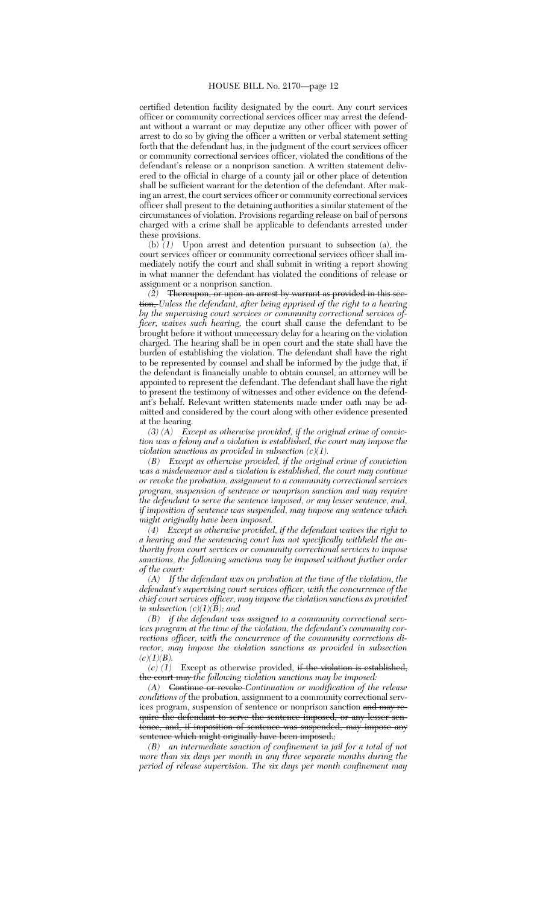certified detention facility designated by the court. Any court services officer or community correctional services officer may arrest the defendant without a warrant or may deputize any other officer with power of arrest to do so by giving the officer a written or verbal statement setting forth that the defendant has, in the judgment of the court services officer or community correctional services officer, violated the conditions of the defendant's release or a nonprison sanction. A written statement delivered to the official in charge of a county jail or other place of detention shall be sufficient warrant for the detention of the defendant. After making an arrest, the court services officer or community correctional services officer shall present to the detaining authorities a similar statement of the circumstances of violation. Provisions regarding release on bail of persons charged with a crime shall be applicable to defendants arrested under these provisions.

(b) *(1)* Upon arrest and detention pursuant to subsection (a), the court services officer or community correctional services officer shall immediately notify the court and shall submit in writing a report showing in what manner the defendant has violated the conditions of release or assignment or a nonprison sanction.

*(2)* ~~Thereupon, or upon an arrest by warrant as provided in this section,~~ *Unless the defendant, after being apprised of the right to a hearing by the supervising court services or community correctional services officer, waives such hearing,* the court shall cause the defendant to be brought before it without unnecessary delay for a hearing on the violation charged. The hearing shall be in open court and the state shall have the burden of establishing the violation. The defendant shall have the right to be represented by counsel and shall be informed by the judge that, if the defendant is financially unable to obtain counsel, an attorney will be appointed to represent the defendant. The defendant shall have the right to present the testimony of witnesses and other evidence on the defendant's behalf. Relevant written statements made under oath may be admitted and considered by the court along with other evidence presented at the hearing.

*(3) (A) Except as otherwise provided, if the original crime of conviction was a felony and a violation is established, the court may impose the violation sanctions as provided in subsection (c)(1).*

*(B) Except as otherwise provided, if the original crime of conviction was a misdemeanor and a violation is established, the court may continue or revoke the probation, assignment to a community correctional services program, suspension of sentence or nonprison sanction and may require the defendant to serve the sentence imposed, or any lesser sentence, and, if imposition of sentence was suspended, may impose any sentence which might originally have been imposed.*

*(4) Except as otherwise provided, if the defendant waives the right to a hearing and the sentencing court has not specifically withheld the authority from court services or community correctional services to impose sanctions, the following sanctions may be imposed without further order of the court:*

*(A) If the defendant was on probation at the time of the violation, the defendant's supervising court services officer, with the concurrence of the chief court services officer, may impose the violation sanctions as provided in subsection (c)(1)(B); and*

*(B) if the defendant was assigned to a community correctional services program at the time of the violation, the defendant's community corrections officer, with the concurrence of the community corrections director, may impose the violation sanctions as provided in subsection (c)(1)(B).*

*(c) (1)* Except as otherwise provided, ~~if the violation is established, the court may~~ *the following violation sanctions may be imposed:*

*(A)* ~~Continue or revoke~~ *Continuation or modification of the release conditions of* the probation, assignment to a community correctional services program, suspension of sentence or nonprison sanction ~~and may require the defendant to serve the sentence imposed, or any lesser sentence, and, if imposition of sentence was suspended, may impose any sentence which might originally have been imposed.~~*;*

*(B) an intermediate sanction of confinement in jail for a total of not more than six days per month in any three separate months during the period of release supervision. The six days per month confinement may*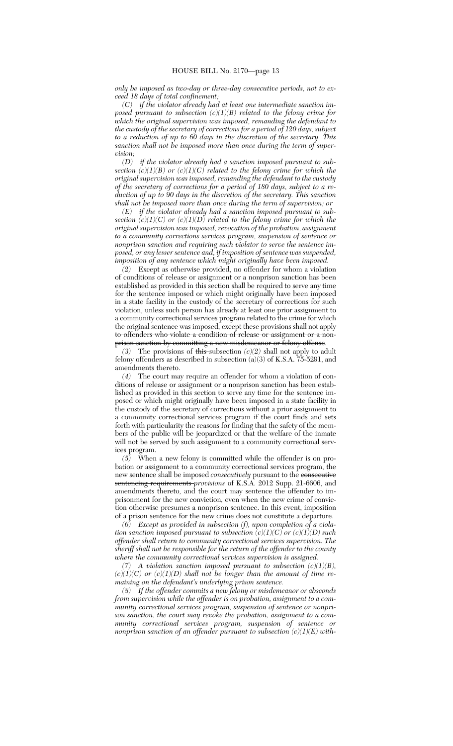*only be imposed as two-day or three-day consecutive periods, not to exceed 18 days of total confinement;*

*(C) if the violator already had at least one intermediate sanction imposed pursuant to subsection (c)(1)(B) related to the felony crime for which the original supervision was imposed, remanding the defendant to the custody of the secretary of corrections for a period of 120 days, subject to a reduction of up to 60 days in the discretion of the secretary. This sanction shall not be imposed more than once during the term of supervision;*

*(D) if the violator already had a sanction imposed pursuant to subsection (c)(1)(B) or (c)(1)(C) related to the felony crime for which the original supervision was imposed, remanding the defendant to the custody of the secretary of corrections for a period of 180 days, subject to a reduction of up to 90 days in the discretion of the secretary. This sanction shall not be imposed more than once during the term of supervision; or*

*(E) if the violator already had a sanction imposed pursuant to subsection (c)(1)(C) or (c)(1)(D) related to the felony crime for which the original supervision was imposed, revocation of the probation, assignment to a community corrections services program, suspension of sentence or nonprison sanction and requiring such violator to serve the sentence imposed, or any lesser sentence and, if imposition of sentence was suspended, imposition of any sentence which might originally have been imposed.*

*(2)* Except as otherwise provided, no offender for whom a violation of conditions of release or assignment or a nonprison sanction has been established as provided in this section shall be required to serve any time for the sentence imposed or which might originally have been imposed in a state facility in the custody of the secretary of corrections for such violation, unless such person has already at least one prior assignment to a community correctional services program related to the crime for which the original sentence was imposed~~, except these provisions shall not apply to offenders who violate a condition of release or assignment or a nonprison sanction by committing a new misdemeanor or felony offense~~.

*(3)* The provisions of ~~this~~ subsection *(c)(2)* shall not apply to adult felony offenders as described in subsection (a)(3) of K.S.A. 75-5291, and amendments thereto.

*(4)* The court may require an offender for whom a violation of conditions of release or assignment or a nonprison sanction has been established as provided in this section to serve any time for the sentence imposed or which might originally have been imposed in a state facility in the custody of the secretary of corrections without a prior assignment to a community correctional services program if the court finds and sets forth with particularity the reasons for finding that the safety of the members of the public will be jeopardized or that the welfare of the inmate will not be served by such assignment to a community correctional services program.

*(5)* When a new felony is committed while the offender is on probation or assignment to a community correctional services program, the new sentence shall be imposed *consecutively* pursuant to the ~~consecutive sentencing requirements~~ *provisions* of K.S.A. 2012 Supp. 21-6606, and amendments thereto, and the court may sentence the offender to imprisonment for the new conviction, even when the new crime of conviction otherwise presumes a nonprison sentence. In this event, imposition of a prison sentence for the new crime does not constitute a departure.

*(6) Except as provided in subsection (f), upon completion of a violation sanction imposed pursuant to subsection (c)(1)(C) or (c)(1)(D) such offender shall return to community correctional services supervision. The sheriff shall not be responsible for the return of the offender to the county where the community correctional services supervision is assigned.*

*(7) A violation sanction imposed pursuant to subsection (c)(1)(B), (c)(1)(C) or (c)(1)(D) shall not be longer than the amount of time remaining on the defendant's underlying prison sentence.*

*(8) If the offender commits a new felony or misdemeanor or absconds from supervision while the offender is on probation, assignment to a community correctional services program, suspension of sentence or nonprison sanction, the court may revoke the probation, assignment to a community correctional services program, suspension of sentence or nonprison sanction of an offender pursuant to subsection (c)(1)(E) with-*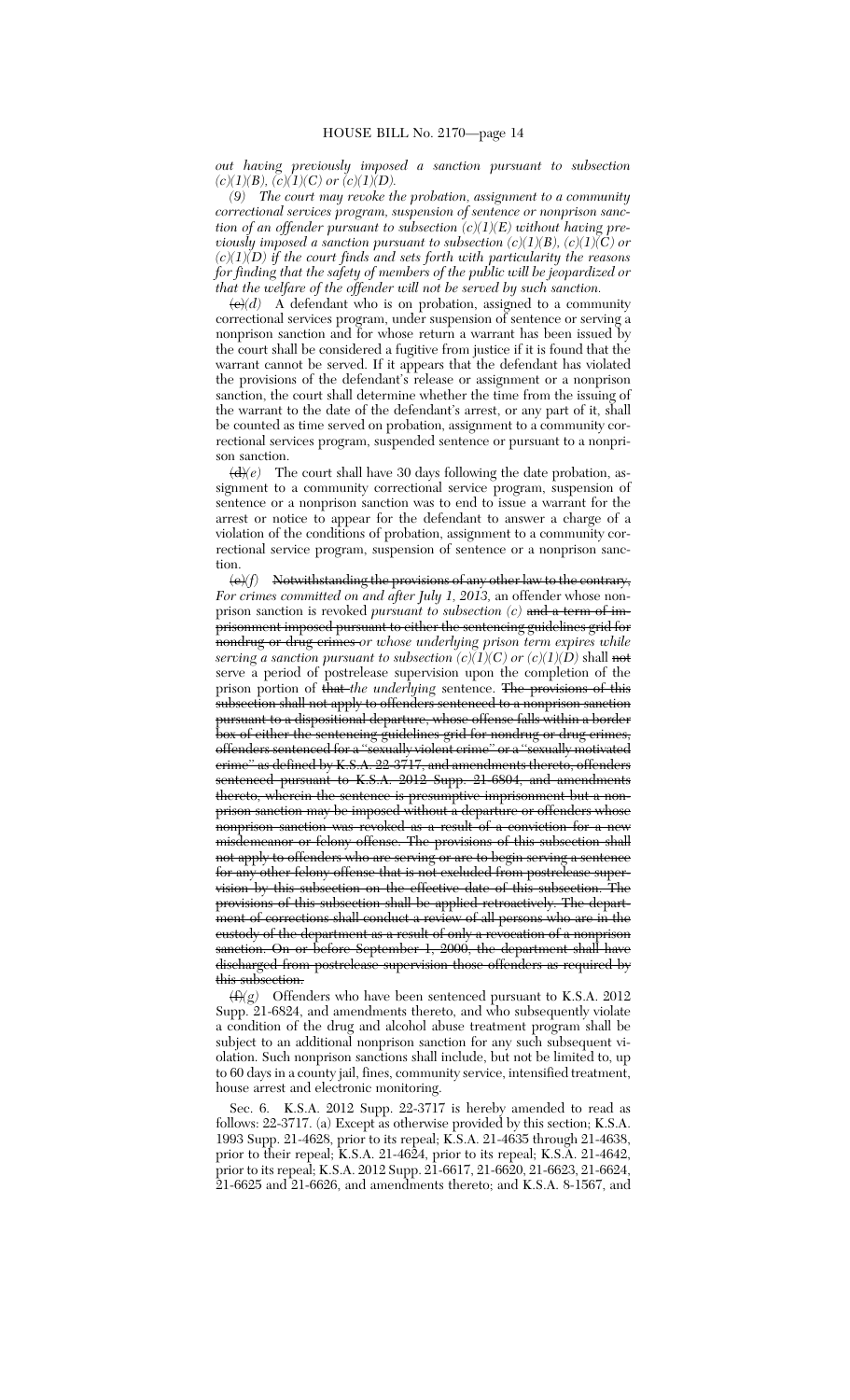*out having previously imposed a sanction pursuant to subsection (c)(1)(B), (c)(1)(C) or (c)(1)(D).*

*(9) The court may revoke the probation, assignment to a community correctional services program, suspension of sentence or nonprison sanction of an offender pursuant to subsection (c)(1)(E) without having previously imposed a sanction pursuant to subsection (c)(1)(B), (c)(1)(C) or (c)(1)(D) if the court finds and sets forth with particularity the reasons for finding that the safety of members of the public will be jeopardized or that the welfare of the offender will not be served by such sanction.*

~~(c)~~*(d)* A defendant who is on probation, assigned to a community correctional services program, under suspension of sentence or serving a nonprison sanction and for whose return a warrant has been issued by the court shall be considered a fugitive from justice if it is found that the warrant cannot be served. If it appears that the defendant has violated the provisions of the defendant's release or assignment or a nonprison sanction, the court shall determine whether the time from the issuing of the warrant to the date of the defendant's arrest, or any part of it, shall be counted as time served on probation, assignment to a community correctional services program, suspended sentence or pursuant to a nonprison sanction.

~~(d)~~*(e)* The court shall have 30 days following the date probation, assignment to a community correctional service program, suspension of sentence or a nonprison sanction was to end to issue a warrant for the arrest or notice to appear for the defendant to answer a charge of a violation of the conditions of probation, assignment to a community correctional service program, suspension of sentence or a nonprison sanction.

~~(e)~~*(f)* ~~Notwithstanding the provisions of any other law to the contrary,~~ *For crimes committed on and after July 1, 2013,* an offender whose nonprison sanction is revoked *pursuant to subsection (c)* ~~and a term of imprisonment imposed pursuant to either the sentencing guidelines grid for nondrug or drug crimes~~ *or whose underlying prison term expires while serving a sanction pursuant to subsection (c)(1)(C) or (c)(1)(D)* shall ~~not~~ serve a period of postrelease supervision upon the completion of the prison portion of ~~that~~ *the underlying* sentence. ~~The provisions of this subsection shall not apply to offenders sentenced to a nonprison sanction pursuant to a dispositional departure, whose offense falls within a border box of either the sentencing guidelines grid for nondrug or drug crimes, offenders sentenced for a "sexually violent crime" or a "sexually motivated crime" as defined by K.S.A. 22-3717, and amendments thereto, offenders sentenced pursuant to K.S.A. 2012 Supp. 21-6804, and amendments thereto, wherein the sentence is presumptive imprisonment but a nonprison sanction may be imposed without a departure or offenders whose nonprison sanction was revoked as a result of a conviction for a new misdemeanor or felony offense. The provisions of this subsection shall not apply to offenders who are serving or are to begin serving a sentence for any other felony offense that is not excluded from postrelease supervision by this subsection on the effective date of this subsection. The provisions of this subsection shall be applied retroactively. The department of corrections shall conduct a review of all persons who are in the custody of the department as a result of only a revocation of a nonprison sanction. On or before September 1, 2000, the department shall have discharged from postrelease supervision those offenders as required by this subsection.~~

~~(f)~~*(g)* Offenders who have been sentenced pursuant to K.S.A. 2012 Supp. 21-6824, and amendments thereto, and who subsequently violate a condition of the drug and alcohol abuse treatment program shall be subject to an additional nonprison sanction for any such subsequent violation. Such nonprison sanctions shall include, but not be limited to, up to 60 days in a county jail, fines, community service, intensified treatment, house arrest and electronic monitoring.

Sec. 6. K.S.A. 2012 Supp. 22-3717 is hereby amended to read as follows: 22-3717. (a) Except as otherwise provided by this section; K.S.A. 1993 Supp. 21-4628, prior to its repeal; K.S.A. 21-4635 through 21-4638, prior to their repeal; K.S.A. 21-4624, prior to its repeal; K.S.A. 21-4642, prior to its repeal; K.S.A. 2012 Supp. 21-6617, 21-6620, 21-6623, 21-6624, 21-6625 and 21-6626, and amendments thereto; and K.S.A. 8-1567, and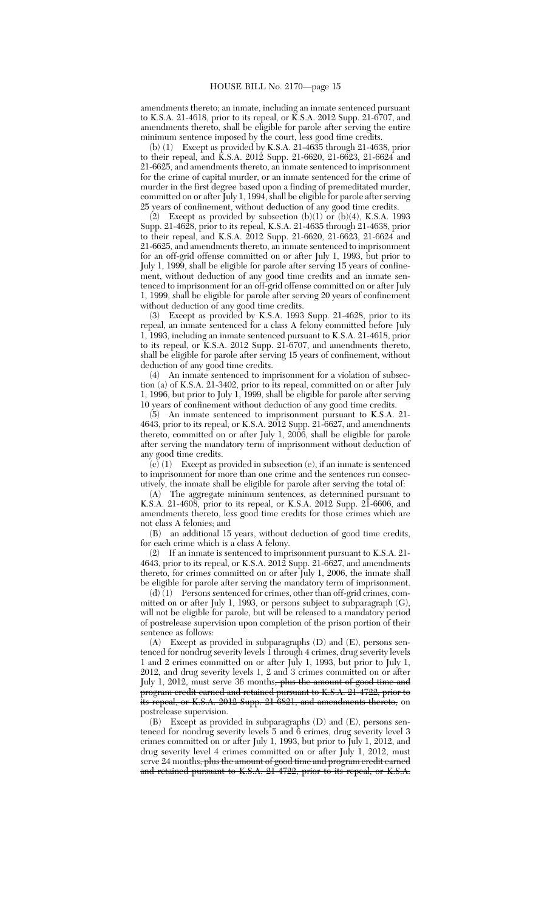amendments thereto; an inmate, including an inmate sentenced pursuant to K.S.A. 21-4618, prior to its repeal, or K.S.A. 2012 Supp. 21-6707, and amendments thereto, shall be eligible for parole after serving the entire minimum sentence imposed by the court, less good time credits.

(b) (1) Except as provided by K.S.A. 21-4635 through 21-4638, prior to their repeal, and K.S.A. 2012 Supp. 21-6620, 21-6623, 21-6624 and 21-6625, and amendments thereto, an inmate sentenced to imprisonment for the crime of capital murder, or an inmate sentenced for the crime of murder in the first degree based upon a finding of premeditated murder, committed on or after July 1, 1994, shall be eligible for parole after serving 25 years of confinement, without deduction of any good time credits.

(2) Except as provided by subsection (b)(1) or (b)(4), K.S.A. 1993 Supp. 21-4628, prior to its repeal, K.S.A. 21-4635 through 21-4638, prior to their repeal, and K.S.A. 2012 Supp. 21-6620, 21-6623, 21-6624 and 21-6625, and amendments thereto, an inmate sentenced to imprisonment for an off-grid offense committed on or after July 1, 1993, but prior to July 1, 1999, shall be eligible for parole after serving 15 years of confinement, without deduction of any good time credits and an inmate sentenced to imprisonment for an off-grid offense committed on or after July 1, 1999, shall be eligible for parole after serving 20 years of confinement without deduction of any good time credits.

(3) Except as provided by K.S.A. 1993 Supp. 21-4628, prior to its repeal, an inmate sentenced for a class A felony committed before July 1, 1993, including an inmate sentenced pursuant to K.S.A. 21-4618, prior to its repeal, or K.S.A. 2012 Supp. 21-6707, and amendments thereto, shall be eligible for parole after serving 15 years of confinement, without deduction of any good time credits.

(4) An inmate sentenced to imprisonment for a violation of subsection (a) of K.S.A. 21-3402, prior to its repeal, committed on or after July 1, 1996, but prior to July 1, 1999, shall be eligible for parole after serving 10 years of confinement without deduction of any good time credits.

(5) An inmate sentenced to imprisonment pursuant to K.S.A. 21-4643, prior to its repeal, or K.S.A. 2012 Supp. 21-6627, and amendments thereto, committed on or after July 1, 2006, shall be eligible for parole after serving the mandatory term of imprisonment without deduction of any good time credits.

(c) (1) Except as provided in subsection (e), if an inmate is sentenced to imprisonment for more than one crime and the sentences run consecutively, the inmate shall be eligible for parole after serving the total of:

(A) The aggregate minimum sentences, as determined pursuant to K.S.A. 21-4608, prior to its repeal, or K.S.A. 2012 Supp. 21-6606, and amendments thereto, less good time credits for those crimes which are not class A felonies; and

(B) an additional 15 years, without deduction of good time credits, for each crime which is a class A felony.

(2) If an inmate is sentenced to imprisonment pursuant to K.S.A. 21-4643, prior to its repeal, or K.S.A. 2012 Supp. 21-6627, and amendments thereto, for crimes committed on or after July 1, 2006, the inmate shall be eligible for parole after serving the mandatory term of imprisonment.

(d) (1) Persons sentenced for crimes, other than off-grid crimes, committed on or after July 1, 1993, or persons subject to subparagraph (G), will not be eligible for parole, but will be released to a mandatory period of postrelease supervision upon completion of the prison portion of their sentence as follows:

(A) Except as provided in subparagraphs (D) and (E), persons sentenced for nondrug severity levels 1 through 4 crimes, drug severity levels 1 and 2 crimes committed on or after July 1, 1993, but prior to July 1, 2012, and drug severity levels 1, 2 and 3 crimes committed on or after July 1, 2012, must serve 36 months~~, plus the amount of good time and program credit earned and retained pursuant to K.S.A. 21-4722, prior to its repeal, or K.S.A. 2012 Supp. 21-6821, and amendments thereto,~~ on postrelease supervision.

(B) Except as provided in subparagraphs (D) and (E), persons sentenced for nondrug severity levels 5 and 6 crimes, drug severity level 3 crimes committed on or after July 1, 1993, but prior to July 1, 2012, and drug severity level 4 crimes committed on or after July 1, 2012, must serve 24 months~~, plus the amount of good time and program credit earned and retained pursuant to K.S.A. 21-4722, prior to its repeal, or K.S.A.~~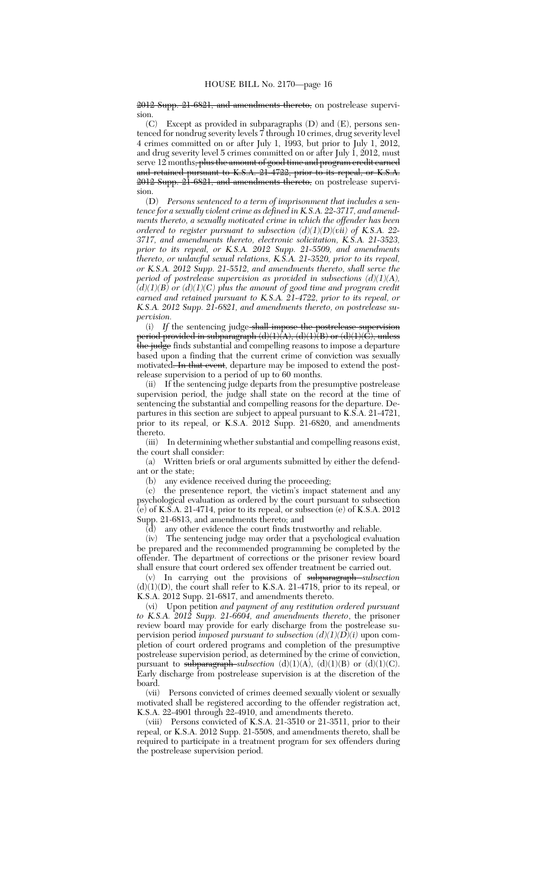~~2012 Supp. 21-6821, and amendments thereto,~~ on postrelease supervision.

(C) Except as provided in subparagraphs (D) and (E), persons sentenced for nondrug severity levels 7 through 10 crimes, drug severity level 4 crimes committed on or after July 1, 1993, but prior to July 1, 2012, and drug severity level 5 crimes committed on or after July 1, 2012, must serve 12 months~~, plus the amount of good time and program credit earned and retained pursuant to K.S.A. 21-4722, prior to its repeal, or K.S.A. 2012 Supp. 21-6821, and amendments thereto,~~ on postrelease supervision.

(D) *Persons sentenced to a term of imprisonment that includes a sentence for a sexually violent crime as defined in K.S.A. 22-3717, and amendments thereto, a sexually motivated crime in which the offender has been ordered to register pursuant to subsection (d)(1)(D)(vii) of K.S.A. 22-3717, and amendments thereto, electronic solicitation, K.S.A. 21-3523, prior to its repeal, or K.S.A. 2012 Supp. 21-5509, and amendments thereto, or unlawful sexual relations, K.S.A. 21-3520, prior to its repeal, or K.S.A. 2012 Supp. 21-5512, and amendments thereto, shall serve the period of postrelease supervision as provided in subsections (d)(1)(A), (d)(1)(B) or (d)(1)(C) plus the amount of good time and program credit earned and retained pursuant to K.S.A. 21-4722, prior to its repeal, or K.S.A. 2012 Supp. 21-6821, and amendments thereto, on postrelease supervision.*

(i) *If* the sentencing judge ~~shall impose the postrelease supervision period provided in subparagraph (d)(1)(A), (d)(1)(B) or (d)(1)(C), unless the judge~~ finds substantial and compelling reasons to impose a departure based upon a finding that the current crime of conviction was sexually motivated~~. In that event~~, departure may be imposed to extend the postrelease supervision to a period of up to 60 months.

(ii) If the sentencing judge departs from the presumptive postrelease supervision period, the judge shall state on the record at the time of sentencing the substantial and compelling reasons for the departure. Departures in this section are subject to appeal pursuant to K.S.A. 21-4721, prior to its repeal, or K.S.A. 2012 Supp. 21-6820, and amendments thereto.

(iii) In determining whether substantial and compelling reasons exist, the court shall consider:

(a) Written briefs or oral arguments submitted by either the defendant or the state;

(b) any evidence received during the proceeding;

(c) the presentence report, the victim's impact statement and any psychological evaluation as ordered by the court pursuant to subsection (e) of K.S.A. 21-4714, prior to its repeal, or subsection (e) of K.S.A. 2012 Supp. 21-6813, and amendments thereto; and

(d) any other evidence the court finds trustworthy and reliable.

(iv) The sentencing judge may order that a psychological evaluation be prepared and the recommended programming be completed by the offender. The department of corrections or the prisoner review board shall ensure that court ordered sex offender treatment be carried out.

(v) In carrying out the provisions of ~~subparagraph~~ *subsection* (d)(1)(D), the court shall refer to K.S.A. 21-4718, prior to its repeal, or K.S.A. 2012 Supp. 21-6817, and amendments thereto.

(vi) Upon petition *and payment of any restitution ordered pursuant to K.S.A. 2012 Supp. 21-6604, and amendments thereto*, the prisoner review board may provide for early discharge from the postrelease supervision period *imposed pursuant to subsection (d)(1)(D)(i)* upon completion of court ordered programs and completion of the presumptive postrelease supervision period, as determined by the crime of conviction, pursuant to ~~subparagraph~~ *subsection* (d)(1)(A), (d)(1)(B) or (d)(1)(C). Early discharge from postrelease supervision is at the discretion of the board.

(vii) Persons convicted of crimes deemed sexually violent or sexually motivated shall be registered according to the offender registration act, K.S.A. 22-4901 through 22-4910, and amendments thereto.

(viii) Persons convicted of K.S.A. 21-3510 or 21-3511, prior to their repeal, or K.S.A. 2012 Supp. 21-5508, and amendments thereto, shall be required to participate in a treatment program for sex offenders during the postrelease supervision period.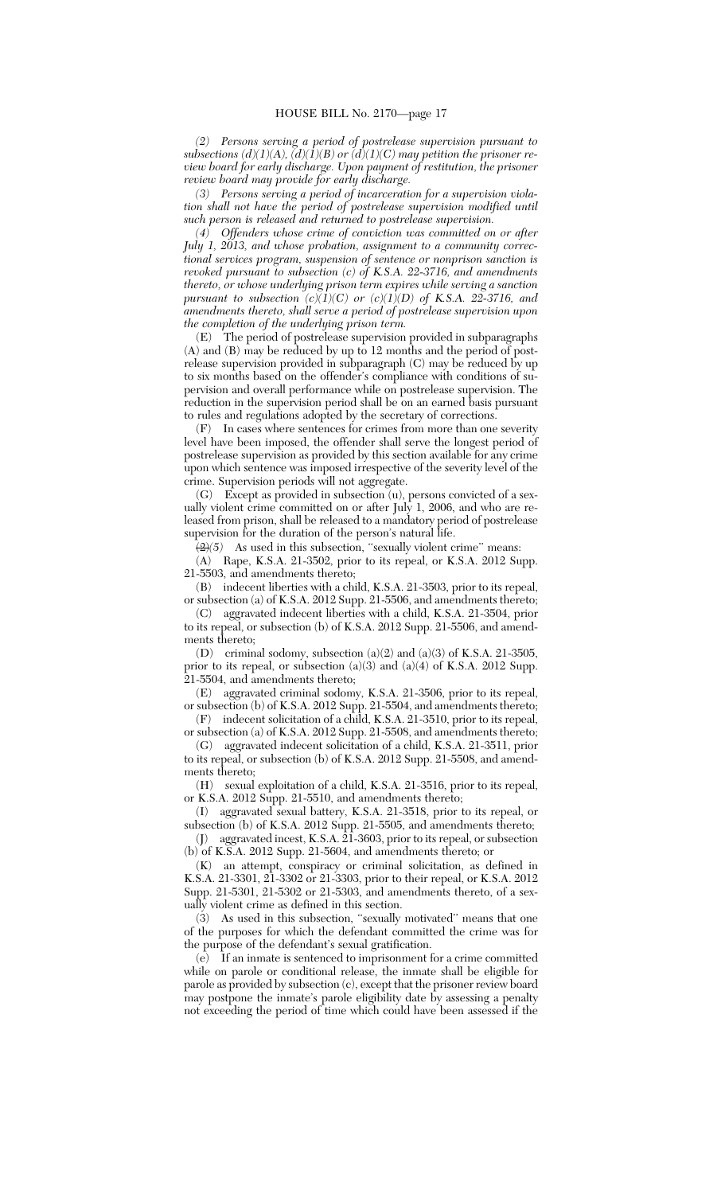*(2) Persons serving a period of postrelease supervision pursuant to subsections (d)(1)(A), (d)(1)(B) or (d)(1)(C) may petition the prisoner review board for early discharge. Upon payment of restitution, the prisoner review board may provide for early discharge.*

*(3) Persons serving a period of incarceration for a supervision violation shall not have the period of postrelease supervision modified until such person is released and returned to postrelease supervision.*

*(4) Offenders whose crime of conviction was committed on or after July 1, 2013, and whose probation, assignment to a community correctional services program, suspension of sentence or nonprison sanction is revoked pursuant to subsection (c) of K.S.A. 22-3716, and amendments thereto, or whose underlying prison term expires while serving a sanction pursuant to subsection (c)(1)(C) or (c)(1)(D) of K.S.A. 22-3716, and amendments thereto, shall serve a period of postrelease supervision upon the completion of the underlying prison term.*

(E) The period of postrelease supervision provided in subparagraphs (A) and (B) may be reduced by up to 12 months and the period of postrelease supervision provided in subparagraph (C) may be reduced by up to six months based on the offender's compliance with conditions of supervision and overall performance while on postrelease supervision. The reduction in the supervision period shall be on an earned basis pursuant to rules and regulations adopted by the secretary of corrections.

(F) In cases where sentences for crimes from more than one severity level have been imposed, the offender shall serve the longest period of postrelease supervision as provided by this section available for any crime upon which sentence was imposed irrespective of the severity level of the crime. Supervision periods will not aggregate.

(G) Except as provided in subsection (u), persons convicted of a sexually violent crime committed on or after July 1, 2006, and who are released from prison, shall be released to a mandatory period of postrelease supervision for the duration of the person's natural life.

~~(2)~~*(5)* As used in this subsection, "sexually violent crime" means:

(A) Rape, K.S.A. 21-3502, prior to its repeal, or K.S.A. 2012 Supp. 21-5503, and amendments thereto;

(B) indecent liberties with a child, K.S.A. 21-3503, prior to its repeal, or subsection (a) of K.S.A. 2012 Supp. 21-5506, and amendments thereto;

(C) aggravated indecent liberties with a child, K.S.A. 21-3504, prior to its repeal, or subsection (b) of K.S.A. 2012 Supp. 21-5506, and amendments thereto;

(D) criminal sodomy, subsection (a)(2) and (a)(3) of K.S.A. 21-3505, prior to its repeal, or subsection (a)(3) and (a)(4) of K.S.A. 2012 Supp. 21-5504, and amendments thereto;

(E) aggravated criminal sodomy, K.S.A. 21-3506, prior to its repeal, or subsection (b) of K.S.A. 2012 Supp. 21-5504, and amendments thereto;

(F) indecent solicitation of a child, K.S.A. 21-3510, prior to its repeal, or subsection (a) of K.S.A. 2012 Supp. 21-5508, and amendments thereto;

(G) aggravated indecent solicitation of a child, K.S.A. 21-3511, prior to its repeal, or subsection (b) of K.S.A. 2012 Supp. 21-5508, and amendments thereto;

(H) sexual exploitation of a child, K.S.A. 21-3516, prior to its repeal, or K.S.A. 2012 Supp. 21-5510, and amendments thereto;

(I) aggravated sexual battery, K.S.A. 21-3518, prior to its repeal, or subsection (b) of K.S.A. 2012 Supp. 21-5505, and amendments thereto;

(J) aggravated incest, K.S.A. 21-3603, prior to its repeal, or subsection (b) of K.S.A. 2012 Supp. 21-5604, and amendments thereto; or

(K) an attempt, conspiracy or criminal solicitation, as defined in K.S.A. 21-3301, 21-3302 or 21-3303, prior to their repeal, or K.S.A. 2012 Supp. 21-5301, 21-5302 or 21-5303, and amendments thereto, of a sexually violent crime as defined in this section.

(3) As used in this subsection, "sexually motivated" means that one of the purposes for which the defendant committed the crime was for the purpose of the defendant's sexual gratification.

(e) If an inmate is sentenced to imprisonment for a crime committed while on parole or conditional release, the inmate shall be eligible for parole as provided by subsection (c), except that the prisoner review board may postpone the inmate's parole eligibility date by assessing a penalty not exceeding the period of time which could have been assessed if the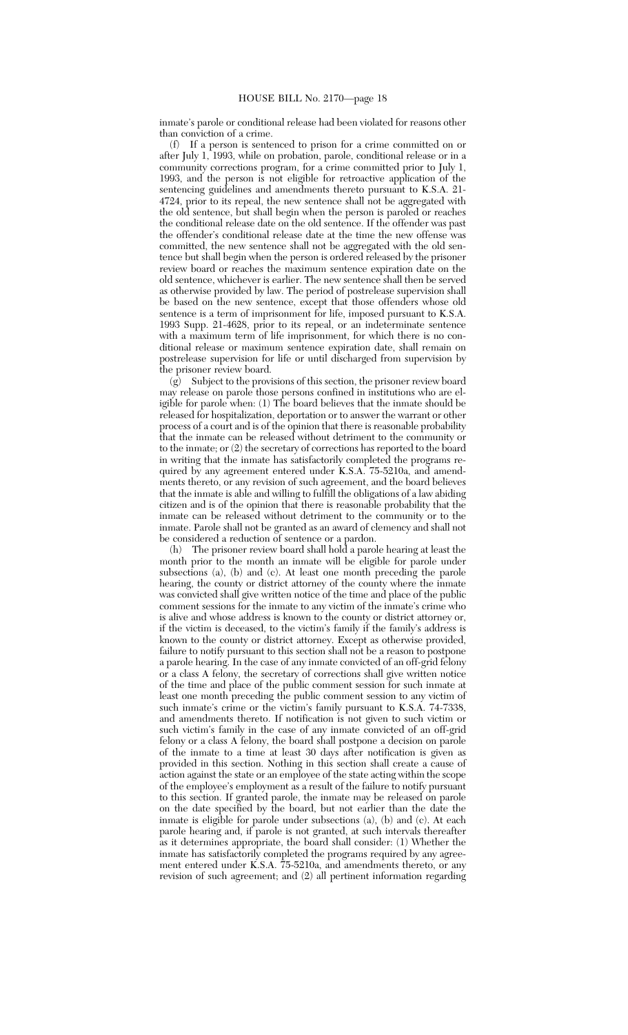inmate's parole or conditional release had been violated for reasons other than conviction of a crime.

(f) If a person is sentenced to prison for a crime committed on or after July 1, 1993, while on probation, parole, conditional release or in a community corrections program, for a crime committed prior to July 1, 1993, and the person is not eligible for retroactive application of the sentencing guidelines and amendments thereto pursuant to K.S.A. 21-4724, prior to its repeal, the new sentence shall not be aggregated with the old sentence, but shall begin when the person is paroled or reaches the conditional release date on the old sentence. If the offender was past the offender's conditional release date at the time the new offense was committed, the new sentence shall not be aggregated with the old sentence but shall begin when the person is ordered released by the prisoner review board or reaches the maximum sentence expiration date on the old sentence, whichever is earlier. The new sentence shall then be served as otherwise provided by law. The period of postrelease supervision shall be based on the new sentence, except that those offenders whose old sentence is a term of imprisonment for life, imposed pursuant to K.S.A. 1993 Supp. 21-4628, prior to its repeal, or an indeterminate sentence with a maximum term of life imprisonment, for which there is no conditional release or maximum sentence expiration date, shall remain on postrelease supervision for life or until discharged from supervision by the prisoner review board.

(g) Subject to the provisions of this section, the prisoner review board may release on parole those persons confined in institutions who are eligible for parole when: (1) The board believes that the inmate should be released for hospitalization, deportation or to answer the warrant or other process of a court and is of the opinion that there is reasonable probability that the inmate can be released without detriment to the community or to the inmate; or (2) the secretary of corrections has reported to the board in writing that the inmate has satisfactorily completed the programs required by any agreement entered under K.S.A. 75-5210a, and amendments thereto, or any revision of such agreement, and the board believes that the inmate is able and willing to fulfill the obligations of a law abiding citizen and is of the opinion that there is reasonable probability that the inmate can be released without detriment to the community or to the inmate. Parole shall not be granted as an award of clemency and shall not be considered a reduction of sentence or a pardon.

(h) The prisoner review board shall hold a parole hearing at least the month prior to the month an inmate will be eligible for parole under subsections (a), (b) and (c). At least one month preceding the parole hearing, the county or district attorney of the county where the inmate was convicted shall give written notice of the time and place of the public comment sessions for the inmate to any victim of the inmate's crime who is alive and whose address is known to the county or district attorney or, if the victim is deceased, to the victim's family if the family's address is known to the county or district attorney. Except as otherwise provided, failure to notify pursuant to this section shall not be a reason to postpone a parole hearing. In the case of any inmate convicted of an off-grid felony or a class A felony, the secretary of corrections shall give written notice of the time and place of the public comment session for such inmate at least one month preceding the public comment session to any victim of such inmate's crime or the victim's family pursuant to K.S.A. 74-7338, and amendments thereto. If notification is not given to such victim or such victim's family in the case of any inmate convicted of an off-grid felony or a class A felony, the board shall postpone a decision on parole of the inmate to a time at least 30 days after notification is given as provided in this section. Nothing in this section shall create a cause of action against the state or an employee of the state acting within the scope of the employee's employment as a result of the failure to notify pursuant to this section. If granted parole, the inmate may be released on parole on the date specified by the board, but not earlier than the date the inmate is eligible for parole under subsections (a), (b) and (c). At each parole hearing and, if parole is not granted, at such intervals thereafter as it determines appropriate, the board shall consider: (1) Whether the inmate has satisfactorily completed the programs required by any agreement entered under K.S.A. 75-5210a, and amendments thereto, or any revision of such agreement; and (2) all pertinent information regarding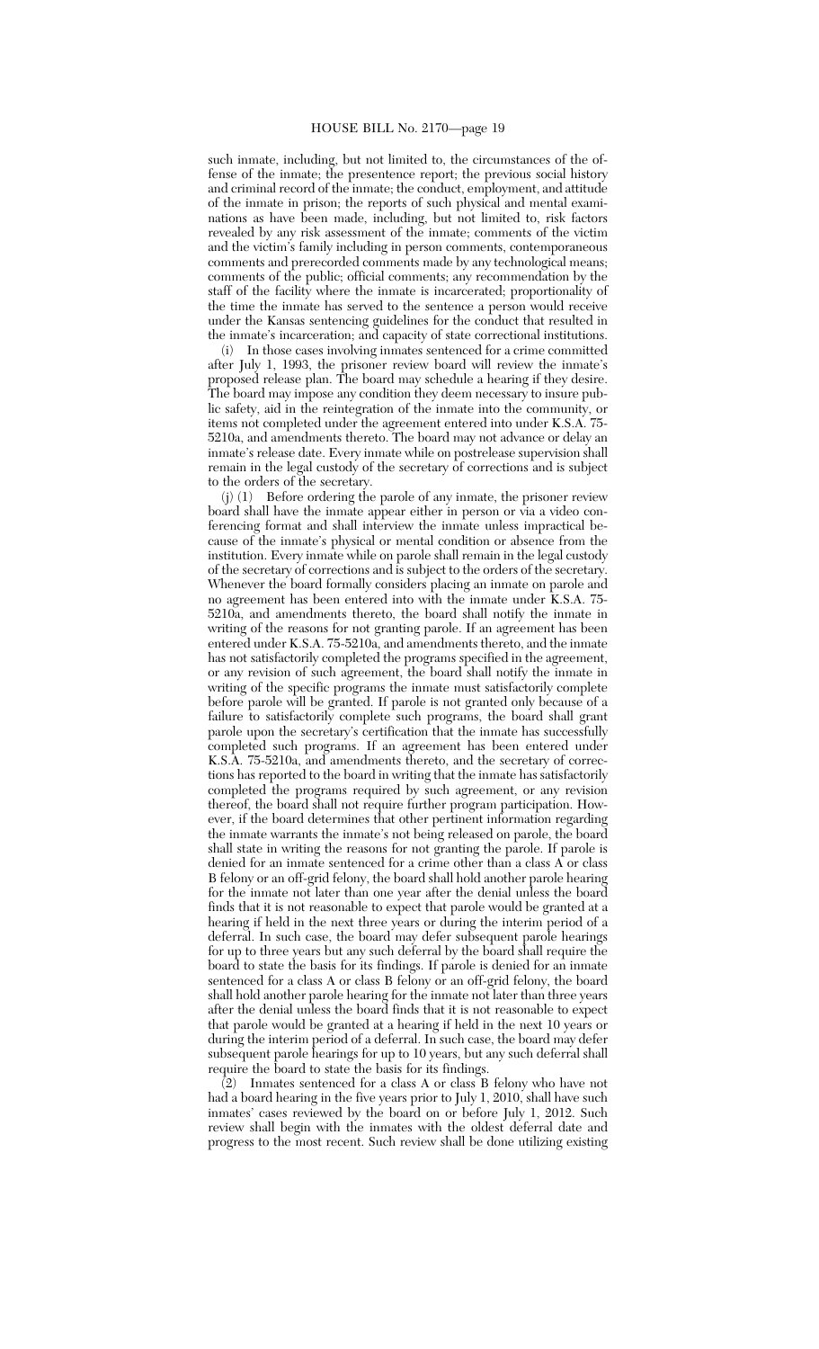such inmate, including, but not limited to, the circumstances of the offense of the inmate; the presentence report; the previous social history and criminal record of the inmate; the conduct, employment, and attitude of the inmate in prison; the reports of such physical and mental examinations as have been made, including, but not limited to, risk factors revealed by any risk assessment of the inmate; comments of the victim and the victim's family including in person comments, contemporaneous comments and prerecorded comments made by any technological means; comments of the public; official comments; any recommendation by the staff of the facility where the inmate is incarcerated; proportionality of the time the inmate has served to the sentence a person would receive under the Kansas sentencing guidelines for the conduct that resulted in the inmate's incarceration; and capacity of state correctional institutions.

(i) In those cases involving inmates sentenced for a crime committed after July 1, 1993, the prisoner review board will review the inmate's proposed release plan. The board may schedule a hearing if they desire. The board may impose any condition they deem necessary to insure public safety, aid in the reintegration of the inmate into the community, or items not completed under the agreement entered into under K.S.A. 75-5210a, and amendments thereto. The board may not advance or delay an inmate's release date. Every inmate while on postrelease supervision shall remain in the legal custody of the secretary of corrections and is subject to the orders of the secretary.

(j) (1) Before ordering the parole of any inmate, the prisoner review board shall have the inmate appear either in person or via a video conferencing format and shall interview the inmate unless impractical because of the inmate's physical or mental condition or absence from the institution. Every inmate while on parole shall remain in the legal custody of the secretary of corrections and is subject to the orders of the secretary. Whenever the board formally considers placing an inmate on parole and no agreement has been entered into with the inmate under K.S.A. 75-5210a, and amendments thereto, the board shall notify the inmate in writing of the reasons for not granting parole. If an agreement has been entered under K.S.A. 75-5210a, and amendments thereto, and the inmate has not satisfactorily completed the programs specified in the agreement, or any revision of such agreement, the board shall notify the inmate in writing of the specific programs the inmate must satisfactorily complete before parole will be granted. If parole is not granted only because of a failure to satisfactorily complete such programs, the board shall grant parole upon the secretary's certification that the inmate has successfully completed such programs. If an agreement has been entered under K.S.A. 75-5210a, and amendments thereto, and the secretary of corrections has reported to the board in writing that the inmate has satisfactorily completed the programs required by such agreement, or any revision thereof, the board shall not require further program participation. However, if the board determines that other pertinent information regarding the inmate warrants the inmate's not being released on parole, the board shall state in writing the reasons for not granting the parole. If parole is denied for an inmate sentenced for a crime other than a class A or class B felony or an off-grid felony, the board shall hold another parole hearing for the inmate not later than one year after the denial unless the board finds that it is not reasonable to expect that parole would be granted at a hearing if held in the next three years or during the interim period of a deferral. In such case, the board may defer subsequent parole hearings for up to three years but any such deferral by the board shall require the board to state the basis for its findings. If parole is denied for an inmate sentenced for a class A or class B felony or an off-grid felony, the board shall hold another parole hearing for the inmate not later than three years after the denial unless the board finds that it is not reasonable to expect that parole would be granted at a hearing if held in the next 10 years or during the interim period of a deferral. In such case, the board may defer subsequent parole hearings for up to 10 years, but any such deferral shall require the board to state the basis for its findings.

(2) Inmates sentenced for a class A or class B felony who have not had a board hearing in the five years prior to July 1, 2010, shall have such inmates' cases reviewed by the board on or before July 1, 2012. Such review shall begin with the inmates with the oldest deferral date and progress to the most recent. Such review shall be done utilizing existing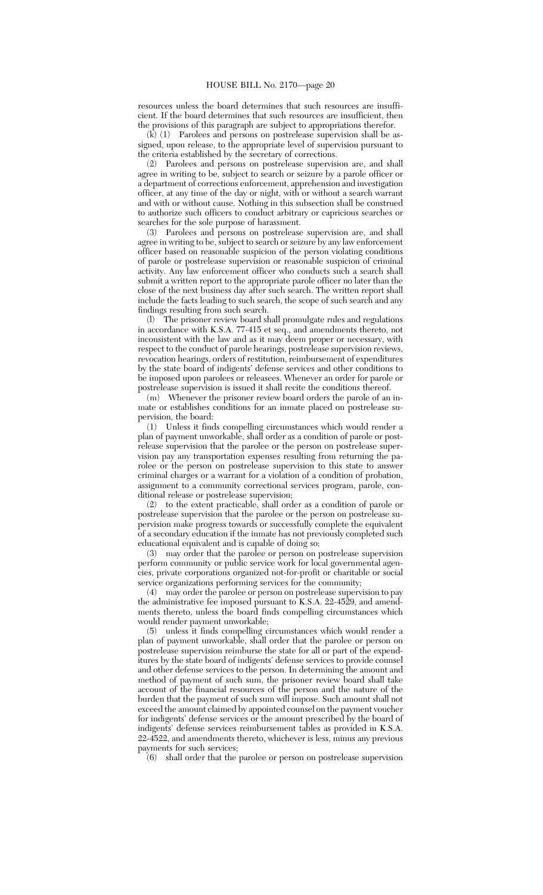resources unless the board determines that such resources are insufficient. If the board determines that such resources are insufficient, then the provisions of this paragraph are subject to appropriations therefor.

(k) (1) Parolees and persons on postrelease supervision shall be assigned, upon release, to the appropriate level of supervision pursuant to the criteria established by the secretary of corrections.

(2) Parolees and persons on postrelease supervision are, and shall agree in writing to be, subject to search or seizure by a parole officer or a department of corrections enforcement, apprehension and investigation officer, at any time of the day or night, with or without a search warrant and with or without cause. Nothing in this subsection shall be construed to authorize such officers to conduct arbitrary or capricious searches or searches for the sole purpose of harassment.

(3) Parolees and persons on postrelease supervision are, and shall agree in writing to be, subject to search or seizure by any law enforcement officer based on reasonable suspicion of the person violating conditions of parole or postrelease supervision or reasonable suspicion of criminal activity. Any law enforcement officer who conducts such a search shall submit a written report to the appropriate parole officer no later than the close of the next business day after such search. The written report shall include the facts leading to such search, the scope of such search and any findings resulting from such search.

(l) The prisoner review board shall promulgate rules and regulations in accordance with K.S.A. 77-415 et seq., and amendments thereto, not inconsistent with the law and as it may deem proper or necessary, with respect to the conduct of parole hearings, postrelease supervision reviews, revocation hearings, orders of restitution, reimbursement of expenditures by the state board of indigents' defense services and other conditions to be imposed upon parolees or releasees. Whenever an order for parole or postrelease supervision is issued it shall recite the conditions thereof.

(m) Whenever the prisoner review board orders the parole of an inmate or establishes conditions for an inmate placed on postrelease supervision, the board:

(1) Unless it finds compelling circumstances which would render a plan of payment unworkable, shall order as a condition of parole or postrelease supervision that the parolee or the person on postrelease supervision pay any transportation expenses resulting from returning the parolee or the person on postrelease supervision to this state to answer criminal charges or a warrant for a violation of a condition of probation, assignment to a community correctional services program, parole, conditional release or postrelease supervision;

(2) to the extent practicable, shall order as a condition of parole or postrelease supervision that the parolee or the person on postrelease supervision make progress towards or successfully complete the equivalent of a secondary education if the inmate has not previously completed such educational equivalent and is capable of doing so;

(3) may order that the parolee or person on postrelease supervision perform community or public service work for local governmental agencies, private corporations organized not-for-profit or charitable or social service organizations performing services for the community;

(4) may order the parolee or person on postrelease supervision to pay the administrative fee imposed pursuant to K.S.A. 22-4529, and amendments thereto, unless the board finds compelling circumstances which would render payment unworkable;

(5) unless it finds compelling circumstances which would render a plan of payment unworkable, shall order that the parolee or person on postrelease supervision reimburse the state for all or part of the expenditures by the state board of indigents' defense services to provide counsel and other defense services to the person. In determining the amount and method of payment of such sum, the prisoner review board shall take account of the financial resources of the person and the nature of the burden that the payment of such sum will impose. Such amount shall not exceed the amount claimed by appointed counsel on the payment voucher for indigents' defense services or the amount prescribed by the board of indigents' defense services reimbursement tables as provided in K.S.A. 22-4522, and amendments thereto, whichever is less, minus any previous payments for such services;

(6) shall order that the parolee or person on postrelease supervision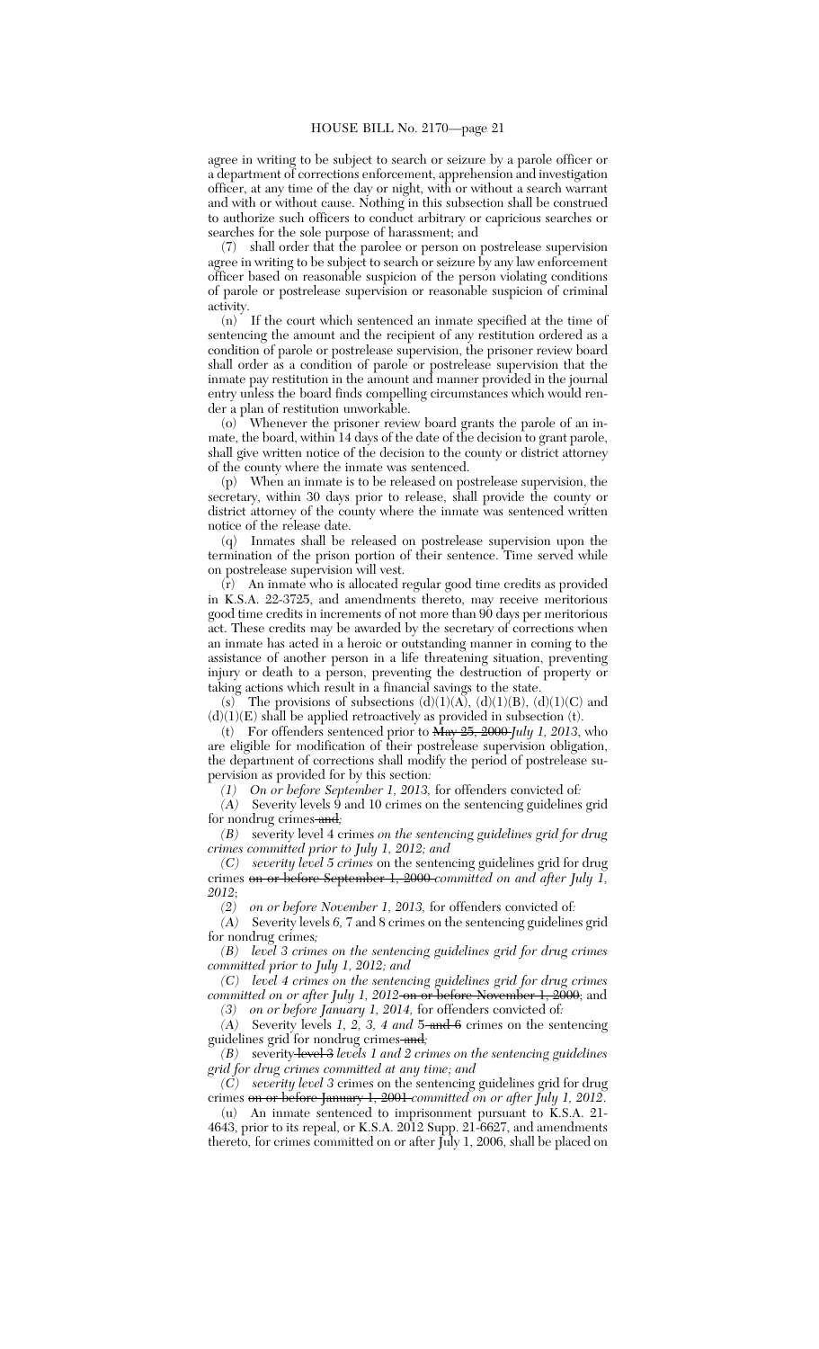agree in writing to be subject to search or seizure by a parole officer or a department of corrections enforcement, apprehension and investigation officer, at any time of the day or night, with or without a search warrant and with or without cause. Nothing in this subsection shall be construed to authorize such officers to conduct arbitrary or capricious searches or searches for the sole purpose of harassment; and

(7) shall order that the parolee or person on postrelease supervision agree in writing to be subject to search or seizure by any law enforcement officer based on reasonable suspicion of the person violating conditions of parole or postrelease supervision or reasonable suspicion of criminal activity.

(n) If the court which sentenced an inmate specified at the time of sentencing the amount and the recipient of any restitution ordered as a condition of parole or postrelease supervision, the prisoner review board shall order as a condition of parole or postrelease supervision that the inmate pay restitution in the amount and manner provided in the journal entry unless the board finds compelling circumstances which would render a plan of restitution unworkable.

(o) Whenever the prisoner review board grants the parole of an inmate, the board, within 14 days of the date of the decision to grant parole, shall give written notice of the decision to the county or district attorney of the county where the inmate was sentenced.

(p) When an inmate is to be released on postrelease supervision, the secretary, within 30 days prior to release, shall provide the county or district attorney of the county where the inmate was sentenced written notice of the release date.

(q) Inmates shall be released on postrelease supervision upon the termination of the prison portion of their sentence. Time served while on postrelease supervision will vest.

(r) An inmate who is allocated regular good time credits as provided in K.S.A. 22-3725, and amendments thereto, may receive meritorious good time credits in increments of not more than 90 days per meritorious act. These credits may be awarded by the secretary of corrections when an inmate has acted in a heroic or outstanding manner in coming to the assistance of another person in a life threatening situation, preventing injury or death to a person, preventing the destruction of property or taking actions which result in a financial savings to the state.

(s) The provisions of subsections (d)(1)(A), (d)(1)(B), (d)(1)(C) and (d)(1)(E) shall be applied retroactively as provided in subsection (t).

(t) For offenders sentenced prior to ~~May 25, 2000~~ *July 1, 2013*, who are eligible for modification of their postrelease supervision obligation, the department of corrections shall modify the period of postrelease supervision as provided for by this section*:*

*(1) On or before September 1, 2013,* for offenders convicted of*:*

*(A)* Severity levels 9 and 10 crimes on the sentencing guidelines grid for nondrug crimes ~~and~~*;*

*(B)* severity level 4 crimes *on the sentencing guidelines grid for drug crimes committed prior to July 1, 2012; and*

*(C) severity level 5 crimes* on the sentencing guidelines grid for drug crimes ~~on or before September 1, 2000~~ *committed on and after July 1, 2012*;

*(2) on or before November 1, 2013,* for offenders convicted of*:*

*(A)* Severity levels 6, 7 and 8 crimes on the sentencing guidelines grid for nondrug crimes*;*

*(B) level 3 crimes on the sentencing guidelines grid for drug crimes committed prior to July 1, 2012; and*

*(C) level 4 crimes on the sentencing guidelines grid for drug crimes committed on or after July 1, 2012* ~~on or before November 1, 2000~~; and

*(3) on or before January 1, 2014,* for offenders convicted of*:*

*(A)* Severity levels *1, 2, 3, 4 and* 5 ~~and 6~~ crimes on the sentencing guidelines grid for nondrug crimes ~~and~~*;*

*(B)* severity ~~level 3~~ *levels 1 and 2 crimes on the sentencing guidelines grid for drug crimes committed at any time; and*

*(C) severity level 3* crimes on the sentencing guidelines grid for drug crimes ~~on or before January 1, 2001~~ *committed on or after July 1, 2012*.

(u) An inmate sentenced to imprisonment pursuant to K.S.A. 21-4643, prior to its repeal, or K.S.A. 2012 Supp. 21-6627, and amendments thereto, for crimes committed on or after July 1, 2006, shall be placed on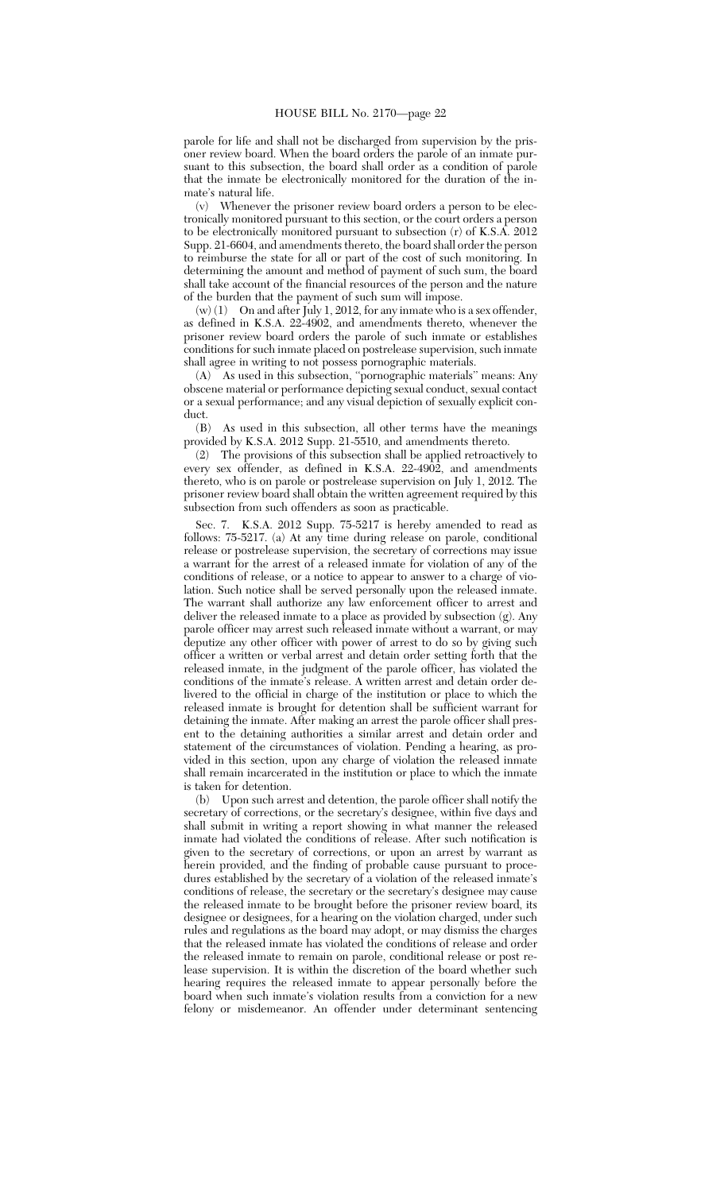parole for life and shall not be discharged from supervision by the prisoner review board. When the board orders the parole of an inmate pursuant to this subsection, the board shall order as a condition of parole that the inmate be electronically monitored for the duration of the inmate's natural life.

(v) Whenever the prisoner review board orders a person to be electronically monitored pursuant to this section, or the court orders a person to be electronically monitored pursuant to subsection (r) of K.S.A. 2012 Supp. 21-6604, and amendments thereto, the board shall order the person to reimburse the state for all or part of the cost of such monitoring. In determining the amount and method of payment of such sum, the board shall take account of the financial resources of the person and the nature of the burden that the payment of such sum will impose.

(w) (1) On and after July 1, 2012, for any inmate who is a sex offender, as defined in K.S.A. 22-4902, and amendments thereto, whenever the prisoner review board orders the parole of such inmate or establishes conditions for such inmate placed on postrelease supervision, such inmate shall agree in writing to not possess pornographic materials.

(A) As used in this subsection, "pornographic materials" means: Any obscene material or performance depicting sexual conduct, sexual contact or a sexual performance; and any visual depiction of sexually explicit conduct.

(B) As used in this subsection, all other terms have the meanings provided by K.S.A. 2012 Supp. 21-5510, and amendments thereto.

(2) The provisions of this subsection shall be applied retroactively to every sex offender, as defined in K.S.A. 22-4902, and amendments thereto, who is on parole or postrelease supervision on July 1, 2012. The prisoner review board shall obtain the written agreement required by this subsection from such offenders as soon as practicable.

Sec. 7. K.S.A. 2012 Supp. 75-5217 is hereby amended to read as follows: 75-5217. (a) At any time during release on parole, conditional release or postrelease supervision, the secretary of corrections may issue a warrant for the arrest of a released inmate for violation of any of the conditions of release, or a notice to appear to answer to a charge of violation. Such notice shall be served personally upon the released inmate. The warrant shall authorize any law enforcement officer to arrest and deliver the released inmate to a place as provided by subsection (g). Any parole officer may arrest such released inmate without a warrant, or may deputize any other officer with power of arrest to do so by giving such officer a written or verbal arrest and detain order setting forth that the released inmate, in the judgment of the parole officer, has violated the conditions of the inmate's release. A written arrest and detain order delivered to the official in charge of the institution or place to which the released inmate is brought for detention shall be sufficient warrant for detaining the inmate. After making an arrest the parole officer shall present to the detaining authorities a similar arrest and detain order and statement of the circumstances of violation. Pending a hearing, as provided in this section, upon any charge of violation the released inmate shall remain incarcerated in the institution or place to which the inmate is taken for detention.

(b) Upon such arrest and detention, the parole officer shall notify the secretary of corrections, or the secretary's designee, within five days and shall submit in writing a report showing in what manner the released inmate had violated the conditions of release. After such notification is given to the secretary of corrections, or upon an arrest by warrant as herein provided, and the finding of probable cause pursuant to procedures established by the secretary of a violation of the released inmate's conditions of release, the secretary or the secretary's designee may cause the released inmate to be brought before the prisoner review board, its designee or designees, for a hearing on the violation charged, under such rules and regulations as the board may adopt, or may dismiss the charges that the released inmate has violated the conditions of release and order the released inmate to remain on parole, conditional release or post release supervision. It is within the discretion of the board whether such hearing requires the released inmate to appear personally before the board when such inmate's violation results from a conviction for a new felony or misdemeanor. An offender under determinant sentencing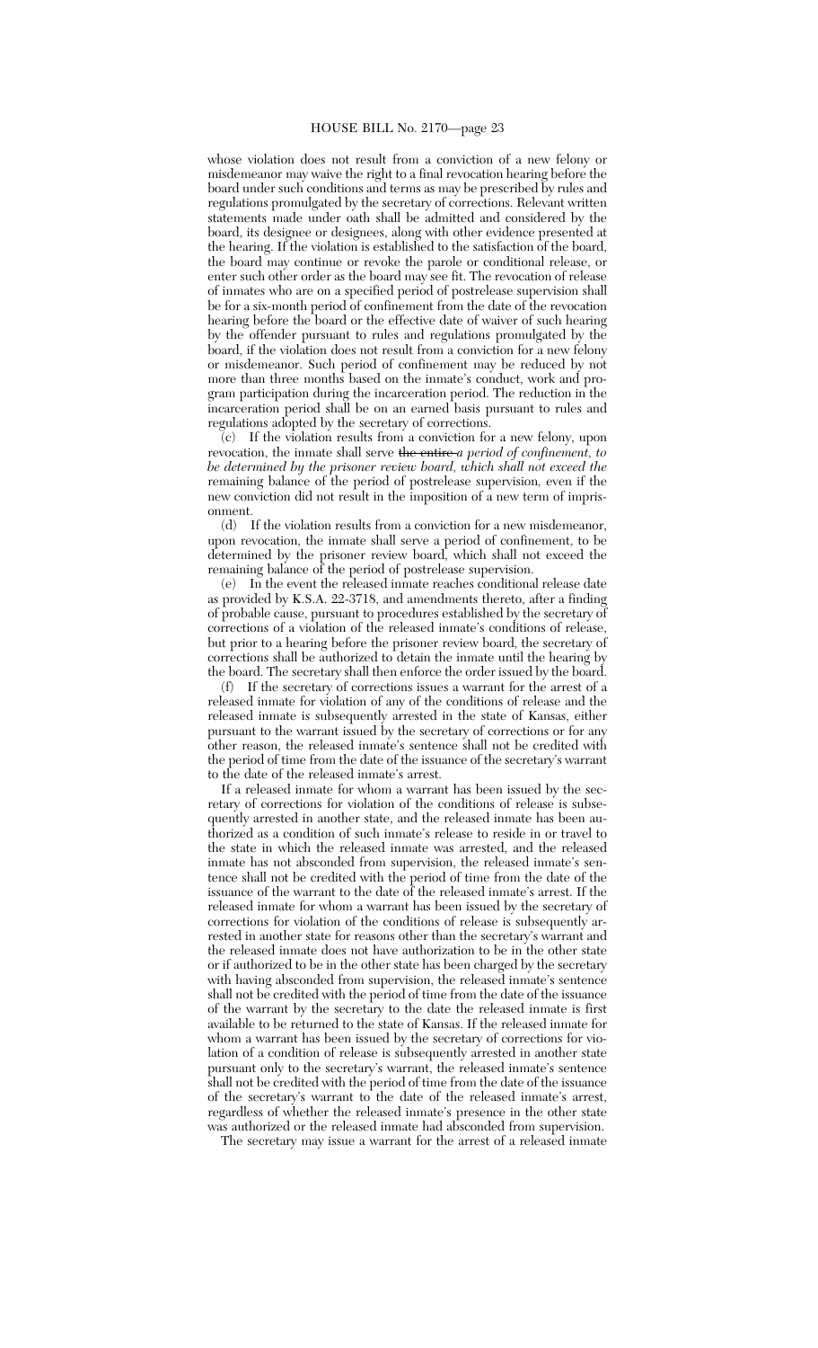whose violation does not result from a conviction of a new felony or misdemeanor may waive the right to a final revocation hearing before the board under such conditions and terms as may be prescribed by rules and regulations promulgated by the secretary of corrections. Relevant written statements made under oath shall be admitted and considered by the board, its designee or designees, along with other evidence presented at the hearing. If the violation is established to the satisfaction of the board, the board may continue or revoke the parole or conditional release, or enter such other order as the board may see fit. The revocation of release of inmates who are on a specified period of postrelease supervision shall be for a six-month period of confinement from the date of the revocation hearing before the board or the effective date of waiver of such hearing by the offender pursuant to rules and regulations promulgated by the board, if the violation does not result from a conviction for a new felony or misdemeanor. Such period of confinement may be reduced by not more than three months based on the inmate's conduct, work and program participation during the incarceration period. The reduction in the incarceration period shall be on an earned basis pursuant to rules and regulations adopted by the secretary of corrections.

(c) If the violation results from a conviction for a new felony, upon revocation, the inmate shall serve ~~the entire~~ *a period of confinement, to be determined by the prisoner review board, which shall not exceed the* remaining balance of the period of postrelease supervision*,* even if the new conviction did not result in the imposition of a new term of imprisonment.

(d) If the violation results from a conviction for a new misdemeanor, upon revocation, the inmate shall serve a period of confinement, to be determined by the prisoner review board, which shall not exceed the remaining balance of the period of postrelease supervision.

(e) In the event the released inmate reaches conditional release date as provided by K.S.A. 22-3718, and amendments thereto, after a finding of probable cause, pursuant to procedures established by the secretary of corrections of a violation of the released inmate's conditions of release, but prior to a hearing before the prisoner review board, the secretary of corrections shall be authorized to detain the inmate until the hearing by the board. The secretary shall then enforce the order issued by the board.

(f) If the secretary of corrections issues a warrant for the arrest of a released inmate for violation of any of the conditions of release and the released inmate is subsequently arrested in the state of Kansas, either pursuant to the warrant issued by the secretary of corrections or for any other reason, the released inmate's sentence shall not be credited with the period of time from the date of the issuance of the secretary's warrant to the date of the released inmate's arrest.

If a released inmate for whom a warrant has been issued by the secretary of corrections for violation of the conditions of release is subsequently arrested in another state, and the released inmate has been authorized as a condition of such inmate's release to reside in or travel to the state in which the released inmate was arrested, and the released inmate has not absconded from supervision, the released inmate's sentence shall not be credited with the period of time from the date of the issuance of the warrant to the date of the released inmate's arrest. If the released inmate for whom a warrant has been issued by the secretary of corrections for violation of the conditions of release is subsequently arrested in another state for reasons other than the secretary's warrant and the released inmate does not have authorization to be in the other state or if authorized to be in the other state has been charged by the secretary with having absconded from supervision, the released inmate's sentence shall not be credited with the period of time from the date of the issuance of the warrant by the secretary to the date the released inmate is first available to be returned to the state of Kansas. If the released inmate for whom a warrant has been issued by the secretary of corrections for violation of a condition of release is subsequently arrested in another state pursuant only to the secretary's warrant, the released inmate's sentence shall not be credited with the period of time from the date of the issuance of the secretary's warrant to the date of the released inmate's arrest, regardless of whether the released inmate's presence in the other state was authorized or the released inmate had absconded from supervision.

The secretary may issue a warrant for the arrest of a released inmate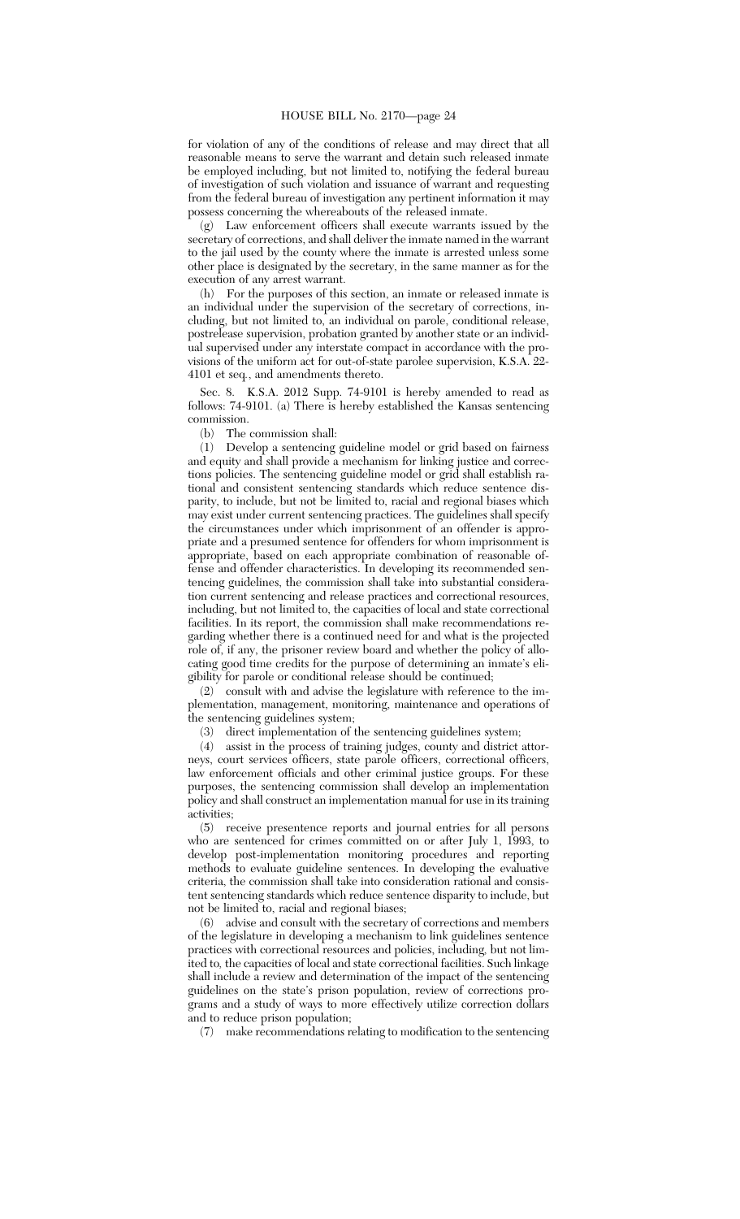for violation of any of the conditions of release and may direct that all reasonable means to serve the warrant and detain such released inmate be employed including, but not limited to, notifying the federal bureau of investigation of such violation and issuance of warrant and requesting from the federal bureau of investigation any pertinent information it may possess concerning the whereabouts of the released inmate.

(g) Law enforcement officers shall execute warrants issued by the secretary of corrections, and shall deliver the inmate named in the warrant to the jail used by the county where the inmate is arrested unless some other place is designated by the secretary, in the same manner as for the execution of any arrest warrant.

(h) For the purposes of this section, an inmate or released inmate is an individual under the supervision of the secretary of corrections, including, but not limited to, an individual on parole, conditional release, postrelease supervision, probation granted by another state or an individual supervised under any interstate compact in accordance with the provisions of the uniform act for out-of-state parolee supervision, K.S.A. 22-4101 et seq., and amendments thereto.

Sec. 8. K.S.A. 2012 Supp. 74-9101 is hereby amended to read as follows: 74-9101. (a) There is hereby established the Kansas sentencing commission.

(b) The commission shall:

(1) Develop a sentencing guideline model or grid based on fairness and equity and shall provide a mechanism for linking justice and corrections policies. The sentencing guideline model or grid shall establish rational and consistent sentencing standards which reduce sentence disparity, to include, but not be limited to, racial and regional biases which may exist under current sentencing practices. The guidelines shall specify the circumstances under which imprisonment of an offender is appropriate and a presumed sentence for offenders for whom imprisonment is appropriate, based on each appropriate combination of reasonable offense and offender characteristics. In developing its recommended sentencing guidelines, the commission shall take into substantial consideration current sentencing and release practices and correctional resources, including, but not limited to, the capacities of local and state correctional facilities. In its report, the commission shall make recommendations regarding whether there is a continued need for and what is the projected role of, if any, the prisoner review board and whether the policy of allocating good time credits for the purpose of determining an inmate's eligibility for parole or conditional release should be continued;

(2) consult with and advise the legislature with reference to the implementation, management, monitoring, maintenance and operations of the sentencing guidelines system;

(3) direct implementation of the sentencing guidelines system;

(4) assist in the process of training judges, county and district attorneys, court services officers, state parole officers, correctional officers, law enforcement officials and other criminal justice groups. For these purposes, the sentencing commission shall develop an implementation policy and shall construct an implementation manual for use in its training activities;

(5) receive presentence reports and journal entries for all persons who are sentenced for crimes committed on or after July 1, 1993, to develop post-implementation monitoring procedures and reporting methods to evaluate guideline sentences. In developing the evaluative criteria, the commission shall take into consideration rational and consistent sentencing standards which reduce sentence disparity to include, but not be limited to, racial and regional biases;

(6) advise and consult with the secretary of corrections and members of the legislature in developing a mechanism to link guidelines sentence practices with correctional resources and policies, including, but not limited to, the capacities of local and state correctional facilities. Such linkage shall include a review and determination of the impact of the sentencing guidelines on the state's prison population, review of corrections programs and a study of ways to more effectively utilize correction dollars and to reduce prison population;

(7) make recommendations relating to modification to the sentencing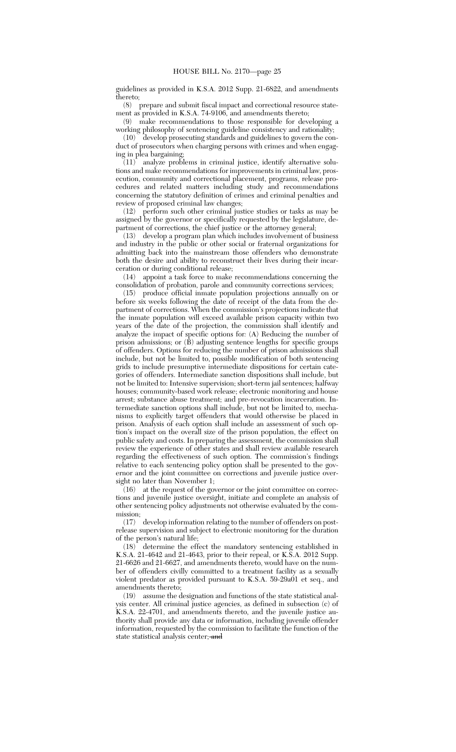guidelines as provided in K.S.A. 2012 Supp. 21-6822, and amendments thereto;

(8) prepare and submit fiscal impact and correctional resource statement as provided in K.S.A. 74-9106, and amendments thereto;

(9) make recommendations to those responsible for developing a working philosophy of sentencing guideline consistency and rationality;

(10) develop prosecuting standards and guidelines to govern the conduct of prosecutors when charging persons with crimes and when engaging in plea bargaining;

(11) analyze problems in criminal justice, identify alternative solutions and make recommendations for improvements in criminal law, prosecution, community and correctional placement, programs, release procedures and related matters including study and recommendations concerning the statutory definition of crimes and criminal penalties and review of proposed criminal law changes;

(12) perform such other criminal justice studies or tasks as may be assigned by the governor or specifically requested by the legislature, department of corrections, the chief justice or the attorney general;

(13) develop a program plan which includes involvement of business and industry in the public or other social or fraternal organizations for admitting back into the mainstream those offenders who demonstrate both the desire and ability to reconstruct their lives during their incarceration or during conditional release;

(14) appoint a task force to make recommendations concerning the consolidation of probation, parole and community corrections services;

(15) produce official inmate population projections annually on or before six weeks following the date of receipt of the data from the department of corrections. When the commission's projections indicate that the inmate population will exceed available prison capacity within two years of the date of the projection, the commission shall identify and analyze the impact of specific options for: (A) Reducing the number of prison admissions; or (B) adjusting sentence lengths for specific groups of offenders. Options for reducing the number of prison admissions shall include, but not be limited to, possible modification of both sentencing grids to include presumptive intermediate dispositions for certain categories of offenders. Intermediate sanction dispositions shall include, but not be limited to: Intensive supervision; short-term jail sentences; halfway houses; community-based work release; electronic monitoring and house arrest; substance abuse treatment; and pre-revocation incarceration. Intermediate sanction options shall include, but not be limited to, mechanisms to explicitly target offenders that would otherwise be placed in prison. Analysis of each option shall include an assessment of such option's impact on the overall size of the prison population, the effect on public safety and costs. In preparing the assessment, the commission shall review the experience of other states and shall review available research regarding the effectiveness of such option. The commission's findings relative to each sentencing policy option shall be presented to the governor and the joint committee on corrections and juvenile justice oversight no later than November 1;

(16) at the request of the governor or the joint committee on corrections and juvenile justice oversight, initiate and complete an analysis of other sentencing policy adjustments not otherwise evaluated by the commission;

(17) develop information relating to the number of offenders on postrelease supervision and subject to electronic monitoring for the duration of the person's natural life;

(18) determine the effect the mandatory sentencing established in K.S.A. 21-4642 and 21-4643, prior to their repeal, or K.S.A. 2012 Supp. 21-6626 and 21-6627, and amendments thereto, would have on the number of offenders civilly committed to a treatment facility as a sexually violent predator as provided pursuant to K.S.A. 59-29a01 et seq., and amendments thereto;

(19) assume the designation and functions of the state statistical analysis center. All criminal justice agencies, as defined in subsection (c) of K.S.A. 22-4701, and amendments thereto, and the juvenile justice authority shall provide any data or information, including juvenile offender information, requested by the commission to facilitate the function of the state statistical analysis center; ~~and~~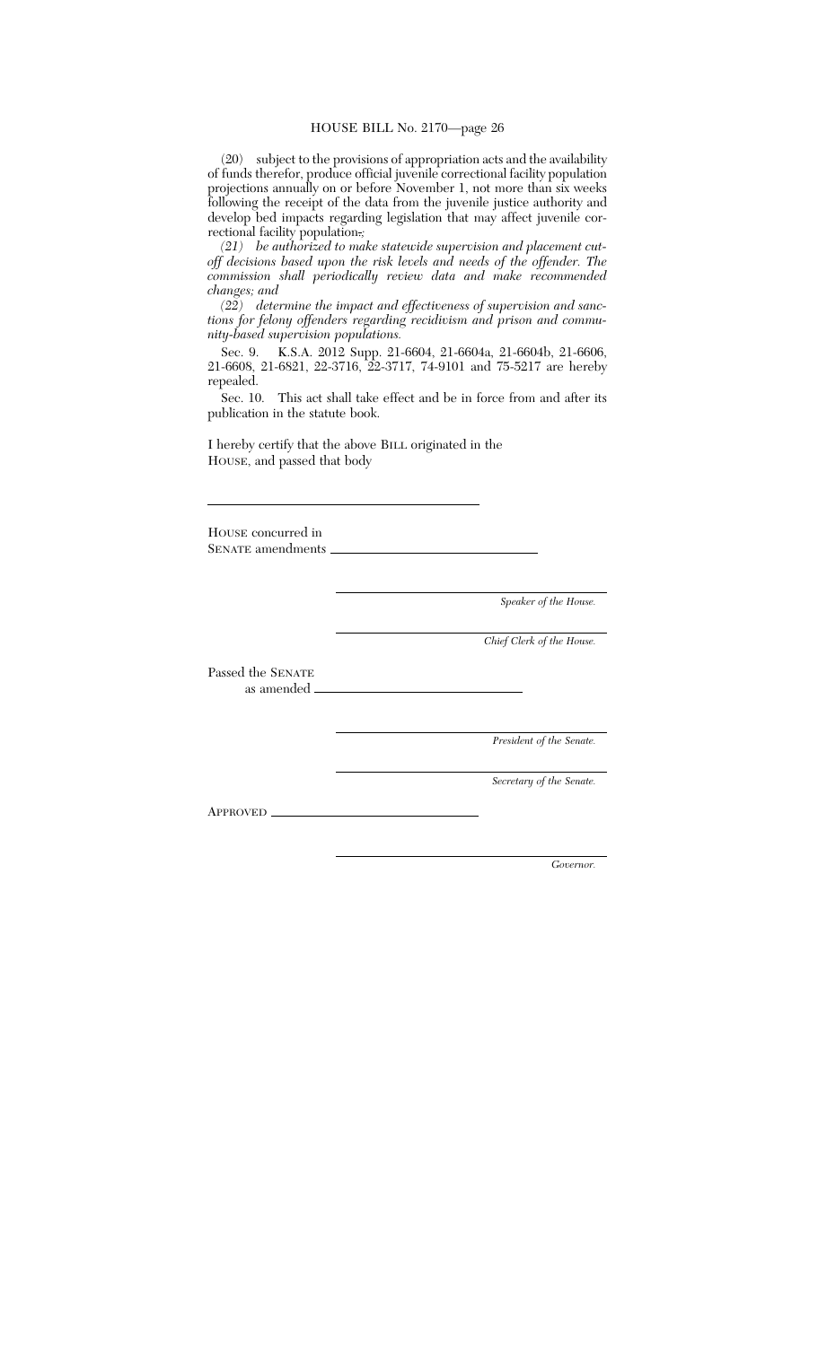(20) subject to the provisions of appropriation acts and the availability of funds therefor, produce official juvenile correctional facility population projections annually on or before November 1, not more than six weeks following the receipt of the data from the juvenile justice authority and develop bed impacts regarding legislation that may affect juvenile correctional facility population.;

*(21) be authorized to make statewide supervision and placement cutoff decisions based upon the risk levels and needs of the offender. The commission shall periodically review data and make recommended changes; and*

*(22) determine the impact and effectiveness of supervision and sanctions for felony offenders regarding recidivism and prison and community-based supervision populations.*

Sec. 9. K.S.A. 2012 Supp. 21-6604, 21-6604a, 21-6604b, 21-6606, 21-6608, 21-6821, 22-3716, 22-3717, 74-9101 and 75-5217 are hereby repealed.

Sec. 10. This act shall take effect and be in force from and after its publication in the statute book.

I hereby certify that the above BILL originated in the HOUSE, and passed that body

\_\_\_\_\_\_\_\_\_\_\_\_\_\_\_\_\_\_\_\_\_\_\_\_\_\_\_\_\_\_

HOUSE concurred in
SENATE amendments \_\_\_\_\_\_\_\_\_\_\_\_\_\_\_\_\_\_\_\_\_\_\_\_

\_\_\_\_\_\_\_\_\_\_\_\_\_\_\_\_\_\_\_\_\_\_\_\_\_\_\_\_\_\_
*Speaker of the House.*

\_\_\_\_\_\_\_\_\_\_\_\_\_\_\_\_\_\_\_\_\_\_\_\_\_\_\_\_\_\_
*Chief Clerk of the House.*

Passed the SENATE
as amended \_\_\_\_\_\_\_\_\_\_\_\_\_\_\_\_\_\_\_\_\_\_\_\_

\_\_\_\_\_\_\_\_\_\_\_\_\_\_\_\_\_\_\_\_\_\_\_\_\_\_\_\_\_\_
*President of the Senate.*

\_\_\_\_\_\_\_\_\_\_\_\_\_\_\_\_\_\_\_\_\_\_\_\_\_\_\_\_\_\_
*Secretary of the Senate.*

APPROVED \_\_\_\_\_\_\_\_\_\_\_\_\_\_\_\_\_\_\_\_\_\_\_\_

\_\_\_\_\_\_\_\_\_\_\_\_\_\_\_\_\_\_\_\_\_\_\_\_\_\_\_\_\_\_
*Governor.*